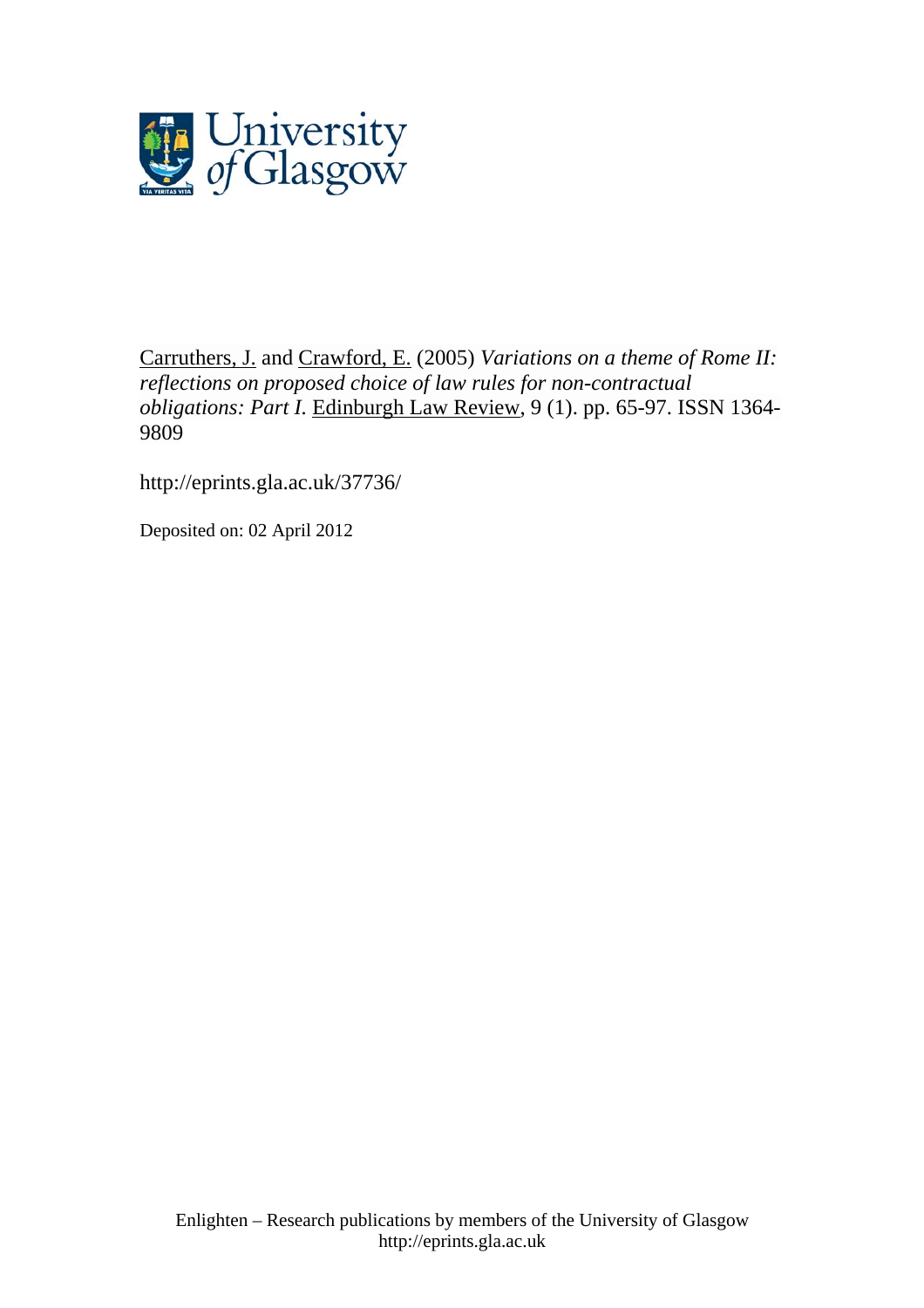University of Glasgow

Carruthers, J. and Crawford, E. (2005) *Variations on a theme of Rome II: reflections on proposed choice of law rules for non-contractual obligations: Part I.* Edinburgh Law Review, 9 (1). pp. 65-97. ISSN 1364-9809

http://eprints.gla.ac.uk/37736/

Deposited on: 02 April 2012

Enlighten – Research publications by members of the University of Glasgow
http://eprints.gla.ac.uk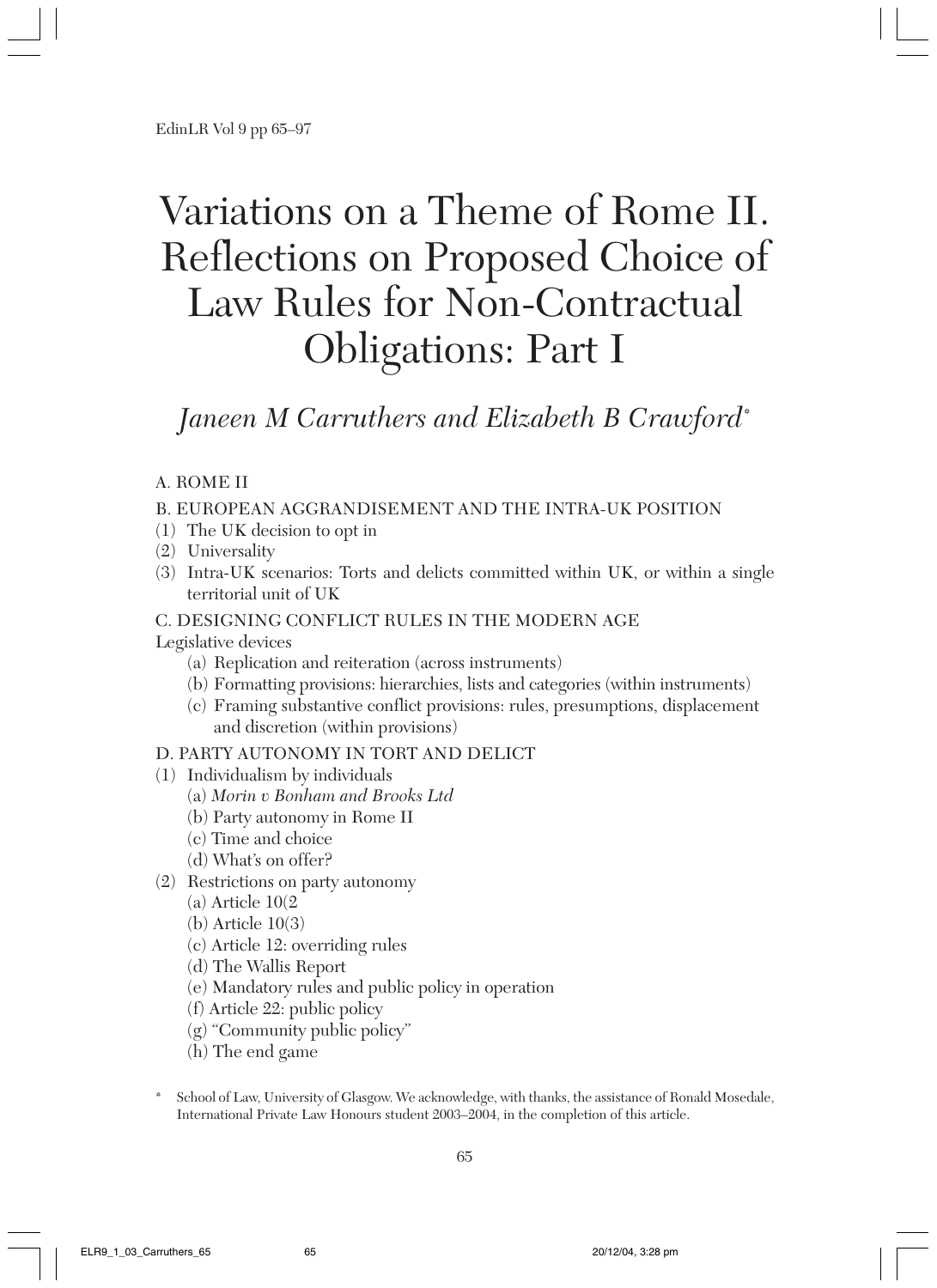# Variations on a Theme of Rome II. Reflections on Proposed Choice of Law Rules for Non-Contractual Obligations: Part I

*Janeen M Carruthers and Elizabeth B Crawford**

A. ROME II

B. EUROPEAN AGGRANDISEMENT AND THE INTRA-UK POSITION

(1) The UK decision to opt in
(2) Universality
(3) Intra-UK scenarios: Torts and delicts committed within UK, or within a single territorial unit of UK

C. DESIGNING CONFLICT RULES IN THE MODERN AGE

Legislative devices

- (a) Replication and reiteration (across instruments)
- (b) Formatting provisions: hierarchies, lists and categories (within instruments)
- (c) Framing substantive conflict provisions: rules, presumptions, displacement and discretion (within provisions)

D. PARTY AUTONOMY IN TORT AND DELICT

(1) Individualism by individuals
- (a) *Morin v Bonham and Brooks Ltd*
- (b) Party autonomy in Rome II
- (c) Time and choice
- (d) What's on offer?

(2) Restrictions on party autonomy
- (a) Article 10(2
- (b) Article 10(3)
- (c) Article 12: overriding rules
- (d) The Wallis Report
- (e) Mandatory rules and public policy in operation
- (f) Article 22: public policy
- (g) "Community public policy"
- (h) The end game

\* School of Law, University of Glasgow. We acknowledge, with thanks, the assistance of Ronald Mosedale, International Private Law Honours student 2003–2004, in the completion of this article.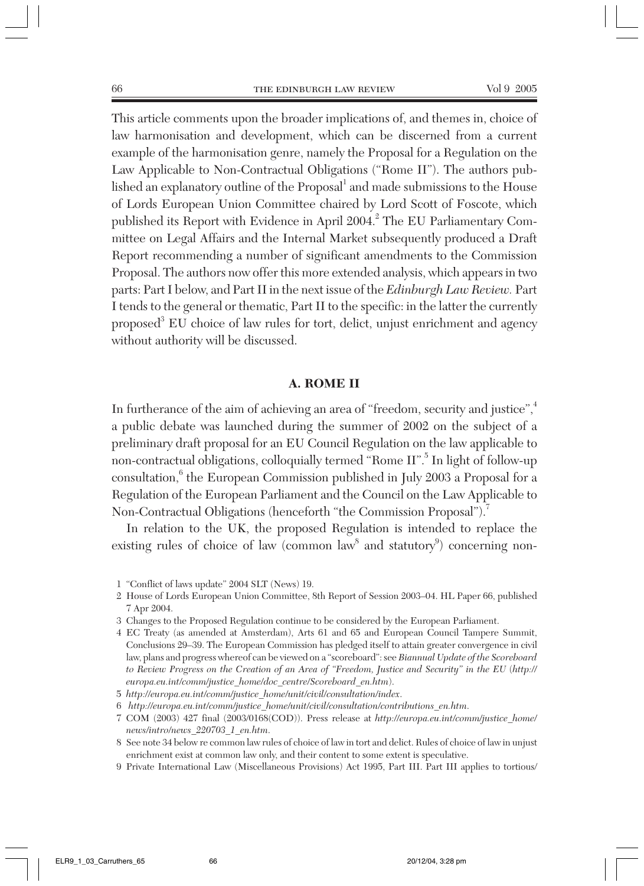This article comments upon the broader implications of, and themes in, choice of law harmonisation and development, which can be discerned from a current example of the harmonisation genre, namely the Proposal for a Regulation on the Law Applicable to Non-Contractual Obligations ("Rome II"). The authors published an explanatory outline of the Proposal[1] and made submissions to the House of Lords European Union Committee chaired by Lord Scott of Foscote, which published its Report with Evidence in April 2004.[2] The EU Parliamentary Committee on Legal Affairs and the Internal Market subsequently produced a Draft Report recommending a number of significant amendments to the Commission Proposal. The authors now offer this more extended analysis, which appears in two parts: Part I below, and Part II in the next issue of the *Edinburgh Law Review.* Part I tends to the general or thematic, Part II to the specific: in the latter the currently proposed[3] EU choice of law rules for tort, delict, unjust enrichment and agency without authority will be discussed.

## A. ROME II

In furtherance of the aim of achieving an area of "freedom, security and justice",[4] a public debate was launched during the summer of 2002 on the subject of a preliminary draft proposal for an EU Council Regulation on the law applicable to non-contractual obligations, colloquially termed "Rome II".[5] In light of follow-up consultation,[6] the European Commission published in July 2003 a Proposal for a Regulation of the European Parliament and the Council on the Law Applicable to Non-Contractual Obligations (henceforth "the Commission Proposal").[7]

In relation to the UK, the proposed Regulation is intended to replace the existing rules of choice of law (common law[8] and statutory[9]) concerning non-

1 "Conflict of laws update" 2004 SLT (News) 19.

2 House of Lords European Union Committee, 8th Report of Session 2003–04. HL Paper 66, published 7 Apr 2004.

3 Changes to the Proposed Regulation continue to be considered by the European Parliament.

4 EC Treaty (as amended at Amsterdam), Arts 61 and 65 and European Council Tampere Summit, Conclusions 29–39. The European Commission has pledged itself to attain greater convergence in civil law, plans and progress whereof can be viewed on a "scoreboard": see *Biannual Update of the Scoreboard to Review Progress on the Creation of an Area of "Freedom, Justice and Security" in the EU* (*http://europa.eu.int/comm/justice_home/doc_centre/Scoreboard_en.htm*).

5 *http://europa.eu.int/comm/justice_home/unit/civil/consultation/index.*

6 *http://europa.eu.int/comm/justice_home/unit/civil/consultation/contributions_en.htm.*

7 COM (2003) 427 final (2003/0168(COD)). Press release at *http://europa.eu.int/comm/justice_home/news/intro/news_220703_1_en.htm.*

8 See note 34 below re common law rules of choice of law in tort and delict. Rules of choice of law in unjust enrichment exist at common law only, and their content to some extent is speculative.

9 Private International Law (Miscellaneous Provisions) Act 1995, Part III. Part III applies to tortious/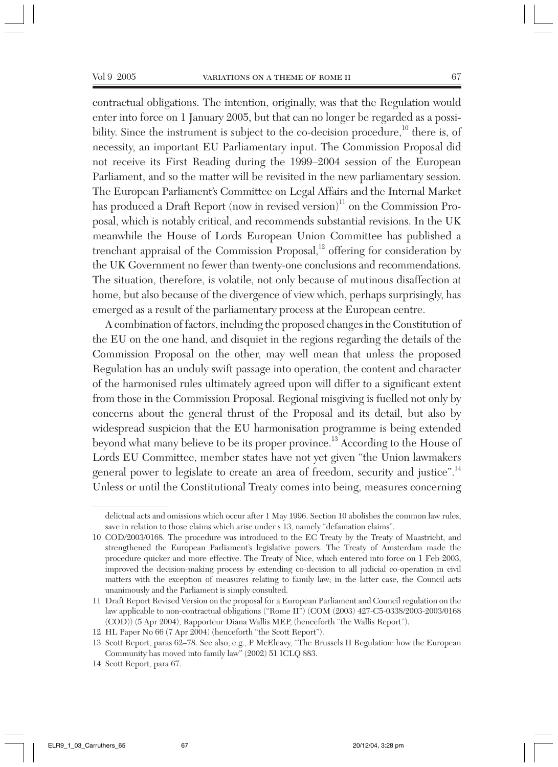contractual obligations. The intention, originally, was that the Regulation would enter into force on 1 January 2005, but that can no longer be regarded as a possibility. Since the instrument is subject to the co-decision procedure,[10] there is, of necessity, an important EU Parliamentary input. The Commission Proposal did not receive its First Reading during the 1999–2004 session of the European Parliament, and so the matter will be revisited in the new parliamentary session. The European Parliament's Committee on Legal Affairs and the Internal Market has produced a Draft Report (now in revised version)[11] on the Commission Proposal, which is notably critical, and recommends substantial revisions. In the UK meanwhile the House of Lords European Union Committee has published a trenchant appraisal of the Commission Proposal,[12] offering for consideration by the UK Government no fewer than twenty-one conclusions and recommendations. The situation, therefore, is volatile, not only because of mutinous disaffection at home, but also because of the divergence of view which, perhaps surprisingly, has emerged as a result of the parliamentary process at the European centre.

A combination of factors, including the proposed changes in the Constitution of the EU on the one hand, and disquiet in the regions regarding the details of the Commission Proposal on the other, may well mean that unless the proposed Regulation has an unduly swift passage into operation, the content and character of the harmonised rules ultimately agreed upon will differ to a significant extent from those in the Commission Proposal. Regional misgiving is fuelled not only by concerns about the general thrust of the Proposal and its detail, but also by widespread suspicion that the EU harmonisation programme is being extended beyond what many believe to be its proper province.[13] According to the House of Lords EU Committee, member states have not yet given "the Union lawmakers general power to legislate to create an area of freedom, security and justice".[14] Unless or until the Constitutional Treaty comes into being, measures concerning

delictual acts and omissions which occur after 1 May 1996. Section 10 abolishes the common law rules, save in relation to those claims which arise under s 13, namely "defamation claims".

10 COD/2003/0168. The procedure was introduced to the EC Treaty by the Treaty of Maastricht, and strengthened the European Parliament's legislative powers. The Treaty of Amsterdam made the procedure quicker and more effective. The Treaty of Nice, which entered into force on 1 Feb 2003, improved the decision-making process by extending co-decision to all judicial co-operation in civil matters with the exception of measures relating to family law; in the latter case, the Council acts unanimously and the Parliament is simply consulted.

11 Draft Report Revised Version on the proposal for a European Parliament and Council regulation on the law applicable to non-contractual obligations ("Rome II") (COM (2003) 427-C5-0338/2003-2003/0168 (COD)) (5 Apr 2004), Rapporteur Diana Wallis MEP, (henceforth "the Wallis Report").

12 HL Paper No 66 (7 Apr 2004) (henceforth "the Scott Report").

13 Scott Report, paras 62–78. See also, e.g., P McEleavy, "The Brussels II Regulation: how the European Community has moved into family law" (2002) 51 ICLQ 883.

14 Scott Report, para 67.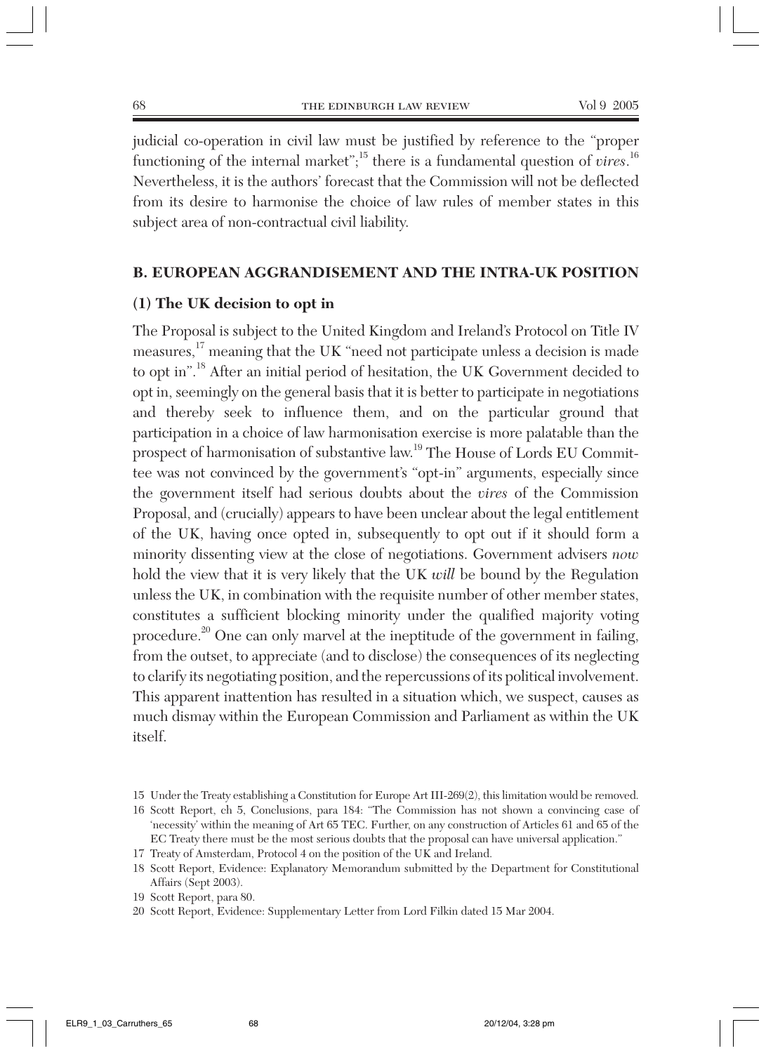judicial co-operation in civil law must be justified by reference to the "proper functioning of the internal market";[15] there is a fundamental question of *vires*.[16] Nevertheless, it is the authors' forecast that the Commission will not be deflected from its desire to harmonise the choice of law rules of member states in this subject area of non-contractual civil liability.

## B. EUROPEAN AGGRANDISEMENT AND THE INTRA-UK POSITION

### (1) The UK decision to opt in

The Proposal is subject to the United Kingdom and Ireland's Protocol on Title IV measures,[17] meaning that the UK "need not participate unless a decision is made to opt in".[18] After an initial period of hesitation, the UK Government decided to opt in, seemingly on the general basis that it is better to participate in negotiations and thereby seek to influence them, and on the particular ground that participation in a choice of law harmonisation exercise is more palatable than the prospect of harmonisation of substantive law.[19] The House of Lords EU Committee was not convinced by the government's "opt-in" arguments, especially since the government itself had serious doubts about the *vires* of the Commission Proposal, and (crucially) appears to have been unclear about the legal entitlement of the UK, having once opted in, subsequently to opt out if it should form a minority dissenting view at the close of negotiations. Government advisers *now* hold the view that it is very likely that the UK *will* be bound by the Regulation unless the UK, in combination with the requisite number of other member states, constitutes a sufficient blocking minority under the qualified majority voting procedure.[20] One can only marvel at the ineptitude of the government in failing, from the outset, to appreciate (and to disclose) the consequences of its neglecting to clarify its negotiating position, and the repercussions of its political involvement. This apparent inattention has resulted in a situation which, we suspect, causes as much dismay within the European Commission and Parliament as within the UK itself.

15 Under the Treaty establishing a Constitution for Europe Art III-269(2), this limitation would be removed.

16 Scott Report, ch 5, Conclusions, para 184: "The Commission has not shown a convincing case of 'necessity' within the meaning of Art 65 TEC. Further, on any construction of Articles 61 and 65 of the EC Treaty there must be the most serious doubts that the proposal can have universal application."

17 Treaty of Amsterdam, Protocol 4 on the position of the UK and Ireland.

18 Scott Report, Evidence: Explanatory Memorandum submitted by the Department for Constitutional Affairs (Sept 2003).

19 Scott Report, para 80.

20 Scott Report, Evidence: Supplementary Letter from Lord Filkin dated 15 Mar 2004.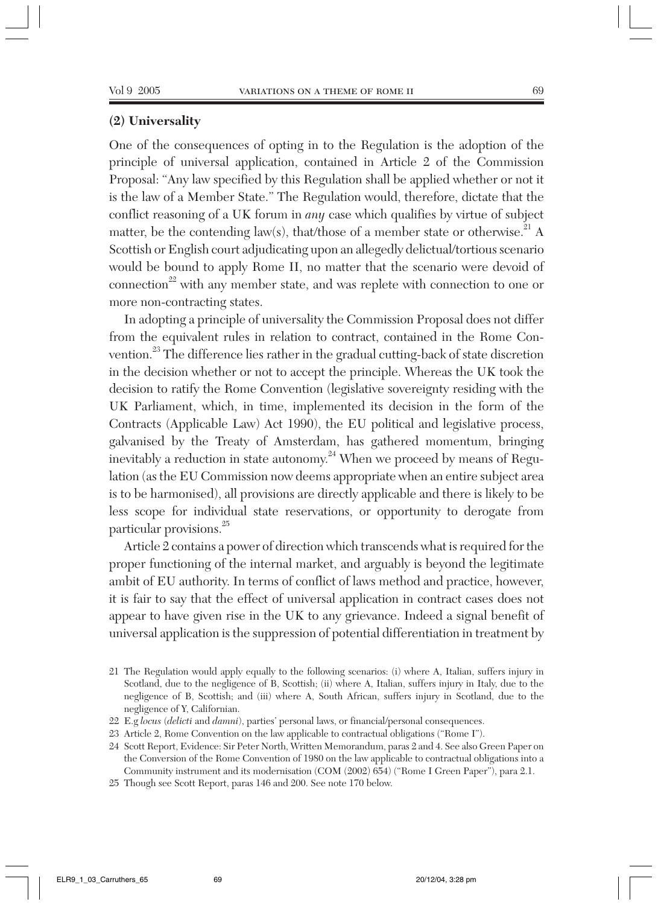## (2) Universality

One of the consequences of opting in to the Regulation is the adoption of the principle of universal application, contained in Article 2 of the Commission Proposal: "Any law specified by this Regulation shall be applied whether or not it is the law of a Member State." The Regulation would, therefore, dictate that the conflict reasoning of a UK forum in *any* case which qualifies by virtue of subject matter, be the contending law(s), that/those of a member state or otherwise.[21] A Scottish or English court adjudicating upon an allegedly delictual/tortious scenario would be bound to apply Rome II, no matter that the scenario were devoid of connection[22] with any member state, and was replete with connection to one or more non-contracting states.

In adopting a principle of universality the Commission Proposal does not differ from the equivalent rules in relation to contract, contained in the Rome Convention.[23] The difference lies rather in the gradual cutting-back of state discretion in the decision whether or not to accept the principle. Whereas the UK took the decision to ratify the Rome Convention (legislative sovereignty residing with the UK Parliament, which, in time, implemented its decision in the form of the Contracts (Applicable Law) Act 1990), the EU political and legislative process, galvanised by the Treaty of Amsterdam, has gathered momentum, bringing inevitably a reduction in state autonomy.[24] When we proceed by means of Regulation (as the EU Commission now deems appropriate when an entire subject area is to be harmonised), all provisions are directly applicable and there is likely to be less scope for individual state reservations, or opportunity to derogate from particular provisions.[25]

Article 2 contains a power of direction which transcends what is required for the proper functioning of the internal market, and arguably is beyond the legitimate ambit of EU authority. In terms of conflict of laws method and practice, however, it is fair to say that the effect of universal application in contract cases does not appear to have given rise in the UK to any grievance. Indeed a signal benefit of universal application is the suppression of potential differentiation in treatment by

---

21 The Regulation would apply equally to the following scenarios: (i) where A, Italian, suffers injury in Scotland, due to the negligence of B, Scottish; (ii) where A, Italian, suffers injury in Italy, due to the negligence of B, Scottish; and (iii) where A, South African, suffers injury in Scotland, due to the negligence of Y, Californian.

22 E.g *locus* (*delicti* and *damni*), parties' personal laws, or financial/personal consequences.

23 Article 2, Rome Convention on the law applicable to contractual obligations ("Rome I").

24 Scott Report, Evidence: Sir Peter North, Written Memorandum, paras 2 and 4. See also Green Paper on the Conversion of the Rome Convention of 1980 on the law applicable to contractual obligations into a Community instrument and its modernisation (COM (2002) 654) ("Rome I Green Paper"), para 2.1.

25 Though see Scott Report, paras 146 and 200. See note 170 below.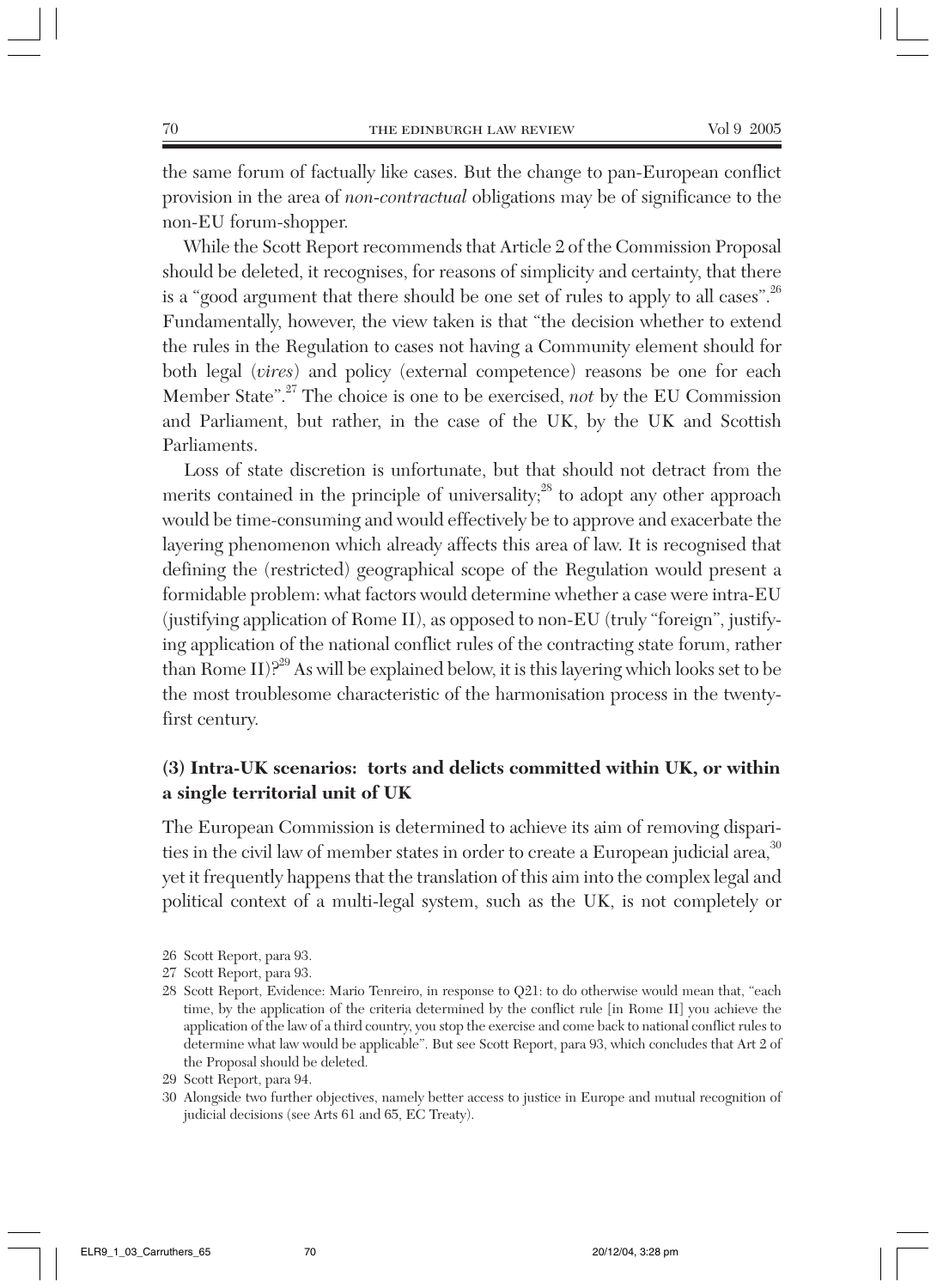the same forum of factually like cases. But the change to pan-European conflict provision in the area of *non-contractual* obligations may be of significance to the non-EU forum-shopper.

While the Scott Report recommends that Article 2 of the Commission Proposal should be deleted, it recognises, for reasons of simplicity and certainty, that there is a "good argument that there should be one set of rules to apply to all cases".[26] Fundamentally, however, the view taken is that "the decision whether to extend the rules in the Regulation to cases not having a Community element should for both legal (*vires*) and policy (external competence) reasons be one for each Member State".[27] The choice is one to be exercised, *not* by the EU Commission and Parliament, but rather, in the case of the UK, by the UK and Scottish Parliaments.

Loss of state discretion is unfortunate, but that should not detract from the merits contained in the principle of universality;[28] to adopt any other approach would be time-consuming and would effectively be to approve and exacerbate the layering phenomenon which already affects this area of law. It is recognised that defining the (restricted) geographical scope of the Regulation would present a formidable problem: what factors would determine whether a case were intra-EU (justifying application of Rome II), as opposed to non-EU (truly "foreign", justifying application of the national conflict rules of the contracting state forum, rather than Rome II)?[29] As will be explained below, it is this layering which looks set to be the most troublesome characteristic of the harmonisation process in the twenty-first century.

### (3) Intra-UK scenarios: torts and delicts committed within UK, or within a single territorial unit of UK

The European Commission is determined to achieve its aim of removing disparities in the civil law of member states in order to create a European judicial area,[30] yet it frequently happens that the translation of this aim into the complex legal and political context of a multi-legal system, such as the UK, is not completely or

---

26 Scott Report, para 93.

27 Scott Report, para 93.

28 Scott Report, Evidence: Mario Tenreiro, in response to Q21: to do otherwise would mean that, "each time, by the application of the criteria determined by the conflict rule [in Rome II] you achieve the application of the law of a third country, you stop the exercise and come back to national conflict rules to determine what law would be applicable". But see Scott Report, para 93, which concludes that Art 2 of the Proposal should be deleted.

29 Scott Report, para 94.

30 Alongside two further objectives, namely better access to justice in Europe and mutual recognition of judicial decisions (see Arts 61 and 65, EC Treaty).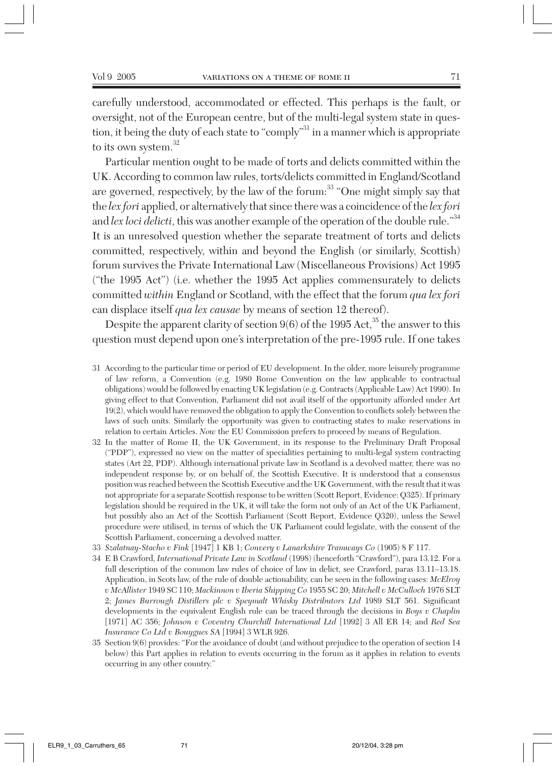carefully understood, accommodated or effected. This perhaps is the fault, or oversight, not of the European centre, but of the multi-legal system state in question, it being the duty of each state to "comply"[31] in a manner which is appropriate to its own system.[32]

Particular mention ought to be made of torts and delicts committed within the UK. According to common law rules, torts/delicts committed in England/Scotland are governed, respectively, by the law of the forum:[33] "One might simply say that the *lex fori* applied, or alternatively that since there was a coincidence of the *lex fori* and *lex loci delicti*, this was another example of the operation of the double rule."[34] It is an unresolved question whether the separate treatment of torts and delicts committed, respectively, within and beyond the English (or similarly, Scottish) forum survives the Private International Law (Miscellaneous Provisions) Act 1995 ("the 1995 Act") (i.e. whether the 1995 Act applies commensurately to delicts committed *within* England or Scotland, with the effect that the forum *qua lex fori* can displace itself *qua lex causae* by means of section 12 thereof).

Despite the apparent clarity of section 9(6) of the 1995 Act,[35] the answer to this question must depend upon one's interpretation of the pre-1995 rule. If one takes

31 According to the particular time or period of EU development. In the older, more leisurely programme of law reform, a Convention (e.g. 1980 Rome Convention on the law applicable to contractual obligations) would be followed by enacting UK legislation (e.g. Contracts (Applicable Law) Act 1990). In giving effect to that Convention, Parliament did not avail itself of the opportunity afforded under Art 19(2), which would have removed the obligation to apply the Convention to conflicts solely between the laws of such units. Similarly the opportunity was given to contracting states to make reservations in relation to certain Articles. *Now* the EU Commission prefers to proceed by means of Regulation.

32 In the matter of Rome II, the UK Government, in its response to the Preliminary Draft Proposal ("PDP"), expressed no view on the matter of specialities pertaining to multi-legal system contracting states (Art 22, PDP). Although international private law in Scotland is a devolved matter, there was no independent response by, or on behalf of, the Scottish Executive. It is understood that a consensus position was reached between the Scottish Executive and the UK Government, with the result that it was not appropriate for a separate Scottish response to be written (Scott Report, Evidence: Q325). If primary legislation should be required in the UK, it will take the form not only of an Act of the UK Parliament, but possibly also an Act of the Scottish Parliament (Scott Report, Evidence Q320), unless the Sewel procedure were utilised, in terms of which the UK Parliament could legislate, with the consent of the Scottish Parliament, concerning a devolved matter.

33 *Szalatnay-Stacho v Fink* [1947] 1 KB 1; *Convery v Lanarkshire Tramways Co* (1905) 8 F 117.

34 E B Crawford, *International Private Law in Scotland* (1998) (henceforth "Crawford"), para 13.12. For a full description of the common law rules of choice of law in delict, see Crawford, paras 13.11–13.18. Application, in Scots law, of the rule of double actionability, can be seen in the following cases: *McElroy v McAllister* 1949 SC 110; *Mackinnon v Iberia Shipping Co* 1955 SC 20; *Mitchell v McCulloch* 1976 SLT 2; *James Burrough Distillers plc v Speymalt Whisky Distributors Ltd* 1989 SLT 561. Significant developments in the equivalent English rule can be traced through the decisions in *Boys v Chaplin* [1971] AC 356; *Johnson v Coventry Churchill International Ltd* [1992] 3 All ER 14; and *Red Sea Insurance Co Ltd v Bouygues SA* [1994] 3 WLR 926.

35 Section 9(6) provides: "For the avoidance of doubt (and without prejudice to the operation of section 14 below) this Part applies in relation to events occurring in the forum as it applies in relation to events occurring in any other country."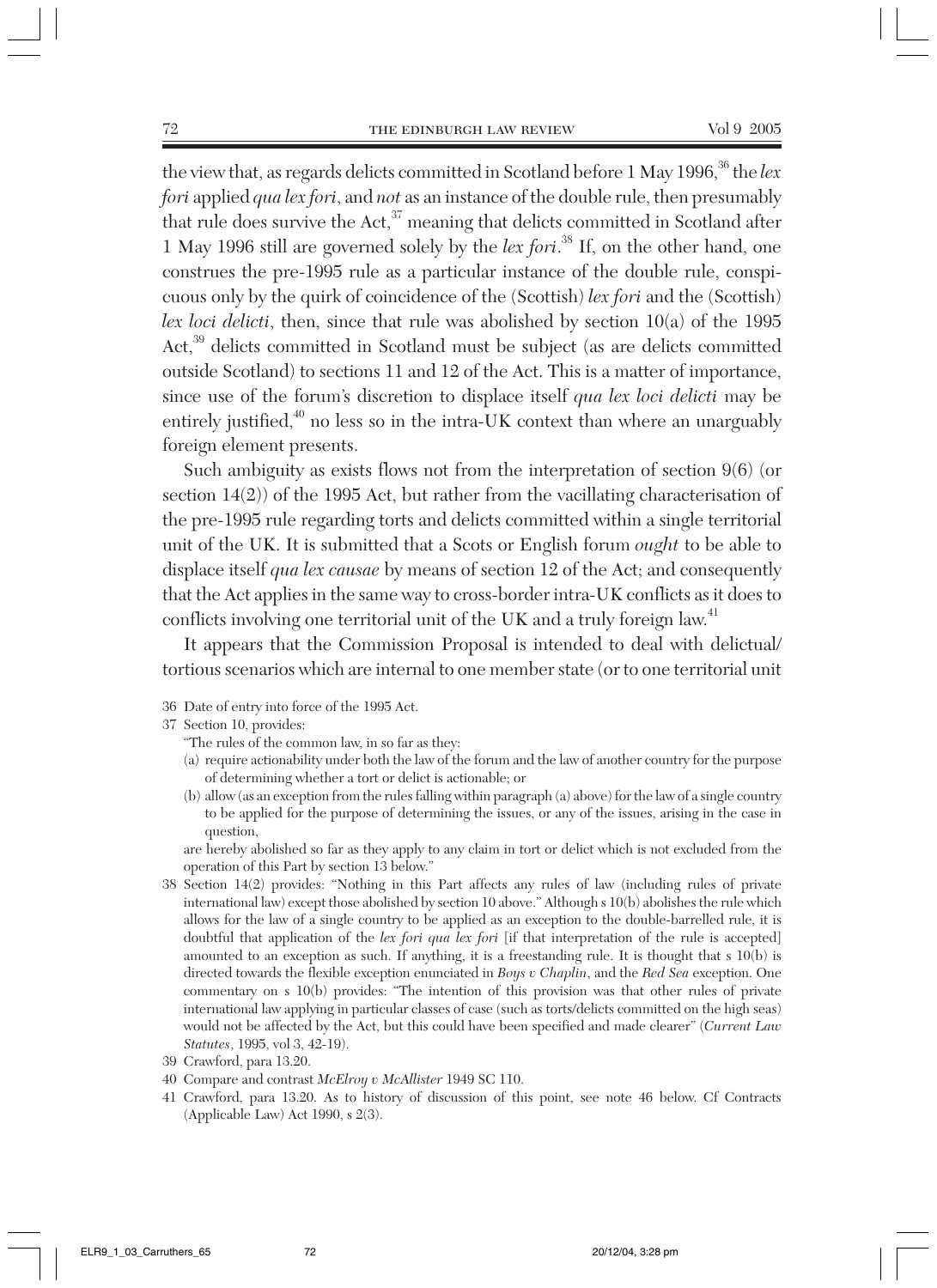the view that, as regards delicts committed in Scotland before 1 May 1996,[36] the *lex fori* applied *qua lex fori*, and *not* as an instance of the double rule, then presumably that rule does survive the Act,[37] meaning that delicts committed in Scotland after 1 May 1996 still are governed solely by the *lex fori*.[38] If, on the other hand, one construes the pre-1995 rule as a particular instance of the double rule, conspicuous only by the quirk of coincidence of the (Scottish) *lex fori* and the (Scottish) *lex loci delicti*, then, since that rule was abolished by section 10(a) of the 1995 Act,[39] delicts committed in Scotland must be subject (as are delicts committed outside Scotland) to sections 11 and 12 of the Act. This is a matter of importance, since use of the forum's discretion to displace itself *qua lex loci delicti* may be entirely justified,[40] no less so in the intra-UK context than where an unarguably foreign element presents.

Such ambiguity as exists flows not from the interpretation of section 9(6) (or section 14(2)) of the 1995 Act, but rather from the vacillating characterisation of the pre-1995 rule regarding torts and delicts committed within a single territorial unit of the UK. It is submitted that a Scots or English forum *ought* to be able to displace itself *qua lex causae* by means of section 12 of the Act; and consequently that the Act applies in the same way to cross-border intra-UK conflicts as it does to conflicts involving one territorial unit of the UK and a truly foreign law.[41]

It appears that the Commission Proposal is intended to deal with delictual/tortious scenarios which are internal to one member state (or to one territorial unit

36 Date of entry into force of the 1995 Act.

37 Section 10, provides:

"The rules of the common law, in so far as they:

(a) require actionability under both the law of the forum and the law of another country for the purpose of determining whether a tort or delict is actionable; or

(b) allow (as an exception from the rules falling within paragraph (a) above) for the law of a single country to be applied for the purpose of determining the issues, or any of the issues, arising in the case in question,

are hereby abolished so far as they apply to any claim in tort or delict which is not excluded from the operation of this Part by section 13 below."

38 Section 14(2) provides: "Nothing in this Part affects any rules of law (including rules of private international law) except those abolished by section 10 above." Although s 10(b) abolishes the rule which allows for the law of a single country to be applied as an exception to the double-barrelled rule, it is doubtful that application of the *lex fori qua lex fori* [if that interpretation of the rule is accepted] amounted to an exception as such. If anything, it is a freestanding rule. It is thought that s 10(b) is directed towards the flexible exception enunciated in *Boys v Chaplin*, and the *Red Sea* exception. One commentary on s 10(b) provides: "The intention of this provision was that other rules of private international law applying in particular classes of case (such as torts/delicts committed on the high seas) would not be affected by the Act, but this could have been specified and made clearer" (*Current Law Statutes*, 1995, vol 3, 42-19).

39 Crawford, para 13.20.

40 Compare and contrast *McElroy v McAllister* 1949 SC 110.

41 Crawford, para 13.20. As to history of discussion of this point, see note 46 below. Cf Contracts (Applicable Law) Act 1990, s 2(3).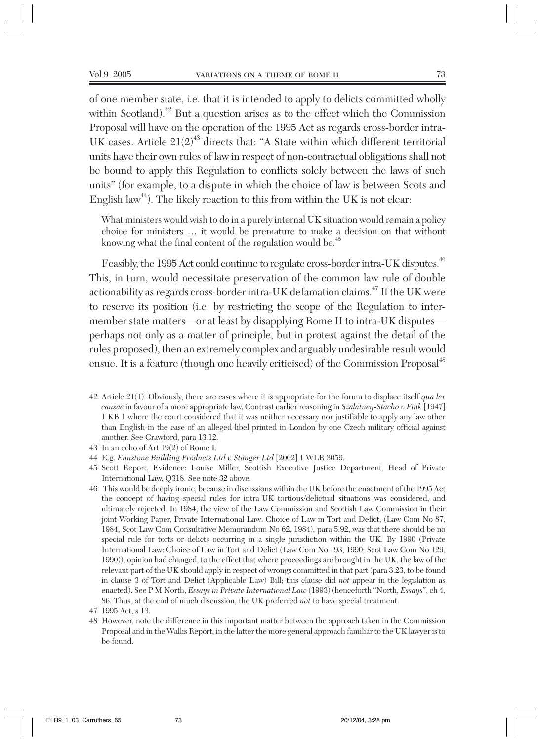of one member state, i.e. that it is intended to apply to delicts committed wholly within Scotland).[42] But a question arises as to the effect which the Commission Proposal will have on the operation of the 1995 Act as regards cross-border intra-UK cases. Article 21(2)[43] directs that: "A State within which different territorial units have their own rules of law in respect of non-contractual obligations shall not be bound to apply this Regulation to conflicts solely between the laws of such units" (for example, to a dispute in which the choice of law is between Scots and English law[44]). The likely reaction to this from within the UK is not clear:

> What ministers would wish to do in a purely internal UK situation would remain a policy choice for ministers … it would be premature to make a decision on that without knowing what the final content of the regulation would be.[45]

Feasibly, the 1995 Act could continue to regulate cross-border intra-UK disputes.[46] This, in turn, would necessitate preservation of the common law rule of double actionability as regards cross-border intra-UK defamation claims.[47] If the UK were to reserve its position (i.e. by restricting the scope of the Regulation to inter-member state matters—or at least by disapplying Rome II to intra-UK disputes—perhaps not only as a matter of principle, but in protest against the detail of the rules proposed), then an extremely complex and arguably undesirable result would ensue. It is a feature (though one heavily criticised) of the Commission Proposal[48]

42 Article 21(1). Obviously, there are cases where it is appropriate for the forum to displace itself *qua lex causae* in favour of a more appropriate law. Contrast earlier reasoning in *Szalatney-Stacho v Fink* [1947] 1 KB 1 where the court considered that it was neither necessary nor justifiable to apply any law other than English in the case of an alleged libel printed in London by one Czech military official against another. See Crawford, para 13.12.

43 In an echo of Art 19(2) of Rome I.

44 E.g. *Ennstone Building Products Ltd v Stanger Ltd* [2002] 1 WLR 3059.

45 Scott Report, Evidence: Louise Miller, Scottish Executive Justice Department, Head of Private International Law, Q318. See note 32 above.

46 This would be deeply ironic, because in discussions within the UK before the enactment of the 1995 Act the concept of having special rules for intra-UK tortious/delictual situations was considered, and ultimately rejected. In 1984, the view of the Law Commission and Scottish Law Commission in their joint Working Paper, Private International Law: Choice of Law in Tort and Delict, (Law Com No 87, 1984, Scot Law Com Consultative Memorandum No 62, 1984), para 5.92, was that there should be no special rule for torts or delicts occurring in a single jurisdiction within the UK. By 1990 (Private International Law: Choice of Law in Tort and Delict (Law Com No 193, 1990; Scot Law Com No 129, 1990)), opinion had changed, to the effect that where proceedings are brought in the UK, the law of the relevant part of the UK should apply in respect of wrongs committed in that part (para 3.23, to be found in clause 3 of Tort and Delict (Applicable Law) Bill; this clause did *not* appear in the legislation as enacted). See P M North, *Essays in Private International Law* (1993) (henceforth "North, *Essays*", ch 4, 86. Thus, at the end of much discussion, the UK preferred *not* to have special treatment.

47 1995 Act, s 13.

48 However, note the difference in this important matter between the approach taken in the Commission Proposal and in the Wallis Report; in the latter the more general approach familiar to the UK lawyer is to be found.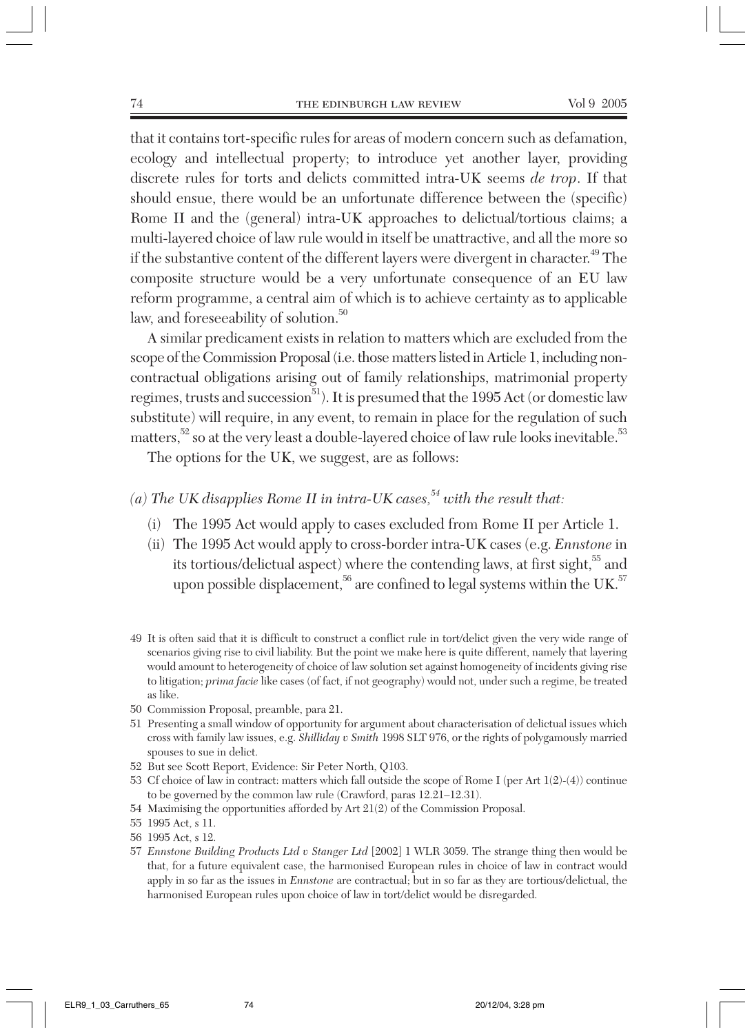that it contains tort-specific rules for areas of modern concern such as defamation, ecology and intellectual property; to introduce yet another layer, providing discrete rules for torts and delicts committed intra-UK seems *de trop*. If that should ensue, there would be an unfortunate difference between the (specific) Rome II and the (general) intra-UK approaches to delictual/tortious claims; a multi-layered choice of law rule would in itself be unattractive, and all the more so if the substantive content of the different layers were divergent in character.[49] The composite structure would be a very unfortunate consequence of an EU law reform programme, a central aim of which is to achieve certainty as to applicable law, and foreseeability of solution.[50]

A similar predicament exists in relation to matters which are excluded from the scope of the Commission Proposal (i.e. those matters listed in Article 1, including non-contractual obligations arising out of family relationships, matrimonial property regimes, trusts and succession[51]). It is presumed that the 1995 Act (or domestic law substitute) will require, in any event, to remain in place for the regulation of such matters,[52] so at the very least a double-layered choice of law rule looks inevitable.[53]

The options for the UK, we suggest, are as follows:

*(a) The UK disapplies Rome II in intra-UK cases,[54] with the result that:*

(i) The 1995 Act would apply to cases excluded from Rome II per Article 1.

(ii) The 1995 Act would apply to cross-border intra-UK cases (e.g. *Ennstone* in its tortious/delictual aspect) where the contending laws, at first sight,[55] and upon possible displacement,[56] are confined to legal systems within the UK.[57]

---

49 It is often said that it is difficult to construct a conflict rule in tort/delict given the very wide range of scenarios giving rise to civil liability. But the point we make here is quite different, namely that layering would amount to heterogeneity of choice of law solution set against homogeneity of incidents giving rise to litigation; *prima facie* like cases (of fact, if not geography) would not, under such a regime, be treated as like.

50 Commission Proposal, preamble, para 21.

51 Presenting a small window of opportunity for argument about characterisation of delictual issues which cross with family law issues, e.g. *Shilliday v Smith* 1998 SLT 976, or the rights of polygamously married spouses to sue in delict.

52 But see Scott Report, Evidence: Sir Peter North, Q103.

53 Cf choice of law in contract: matters which fall outside the scope of Rome I (per Art 1(2)-(4)) continue to be governed by the common law rule (Crawford, paras 12.21–12.31).

54 Maximising the opportunities afforded by Art 21(2) of the Commission Proposal.

55 1995 Act, s 11.

56 1995 Act, s 12.

57 *Ennstone Building Products Ltd v Stanger Ltd* [2002] 1 WLR 3059. The strange thing then would be that, for a future equivalent case, the harmonised European rules in choice of law in contract would apply in so far as the issues in *Ennstone* are contractual; but in so far as they are tortious/delictual, the harmonised European rules upon choice of law in tort/delict would be disregarded.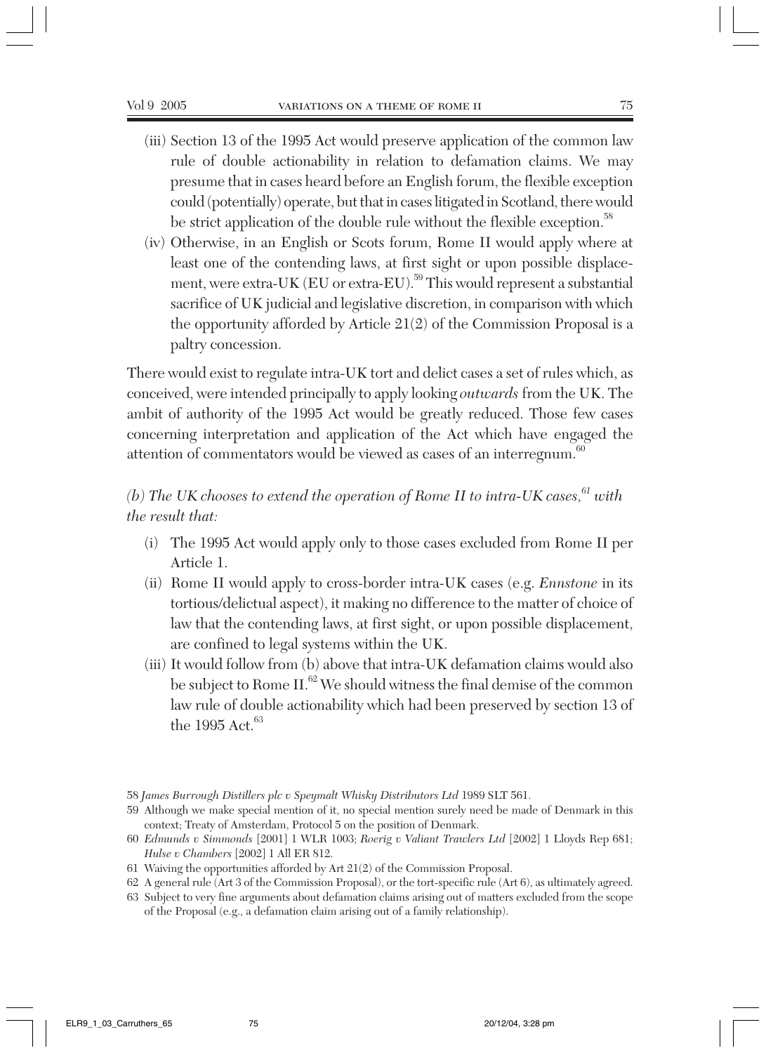(iii) Section 13 of the 1995 Act would preserve application of the common law rule of double actionability in relation to defamation claims. We may presume that in cases heard before an English forum, the flexible exception could (potentially) operate, but that in cases litigated in Scotland, there would be strict application of the double rule without the flexible exception.[58]

(iv) Otherwise, in an English or Scots forum, Rome II would apply where at least one of the contending laws, at first sight or upon possible displacement, were extra-UK (EU or extra-EU).[59] This would represent a substantial sacrifice of UK judicial and legislative discretion, in comparison with which the opportunity afforded by Article 21(2) of the Commission Proposal is a paltry concession.

There would exist to regulate intra-UK tort and delict cases a set of rules which, as conceived, were intended principally to apply looking *outwards* from the UK. The ambit of authority of the 1995 Act would be greatly reduced. Those few cases concerning interpretation and application of the Act which have engaged the attention of commentators would be viewed as cases of an interregnum.[60]

*(b) The UK chooses to extend the operation of Rome II to intra-UK cases,[61] with the result that:*

(i) The 1995 Act would apply only to those cases excluded from Rome II per Article 1.

(ii) Rome II would apply to cross-border intra-UK cases (e.g. *Ennstone* in its tortious/delictual aspect), it making no difference to the matter of choice of law that the contending laws, at first sight, or upon possible displacement, are confined to legal systems within the UK.

(iii) It would follow from (b) above that intra-UK defamation claims would also be subject to Rome II.[62] We should witness the final demise of the common law rule of double actionability which had been preserved by section 13 of the 1995 Act.[63]

---

58 *James Burrough Distillers plc v Speymalt Whisky Distributors Ltd* 1989 SLT 561.

59 Although we make special mention of it, no special mention surely need be made of Denmark in this context; Treaty of Amsterdam, Protocol 5 on the position of Denmark.

60 *Edmunds v Simmonds* [2001] 1 WLR 1003; *Roerig v Valiant Trawlers Ltd* [2002] 1 Lloyds Rep 681; *Hulse v Chambers* [2002] 1 All ER 812.

61 Waiving the opportunities afforded by Art 21(2) of the Commission Proposal.

62 A general rule (Art 3 of the Commission Proposal), or the tort-specific rule (Art 6), as ultimately agreed.

63 Subject to very fine arguments about defamation claims arising out of matters excluded from the scope of the Proposal (e.g., a defamation claim arising out of a family relationship).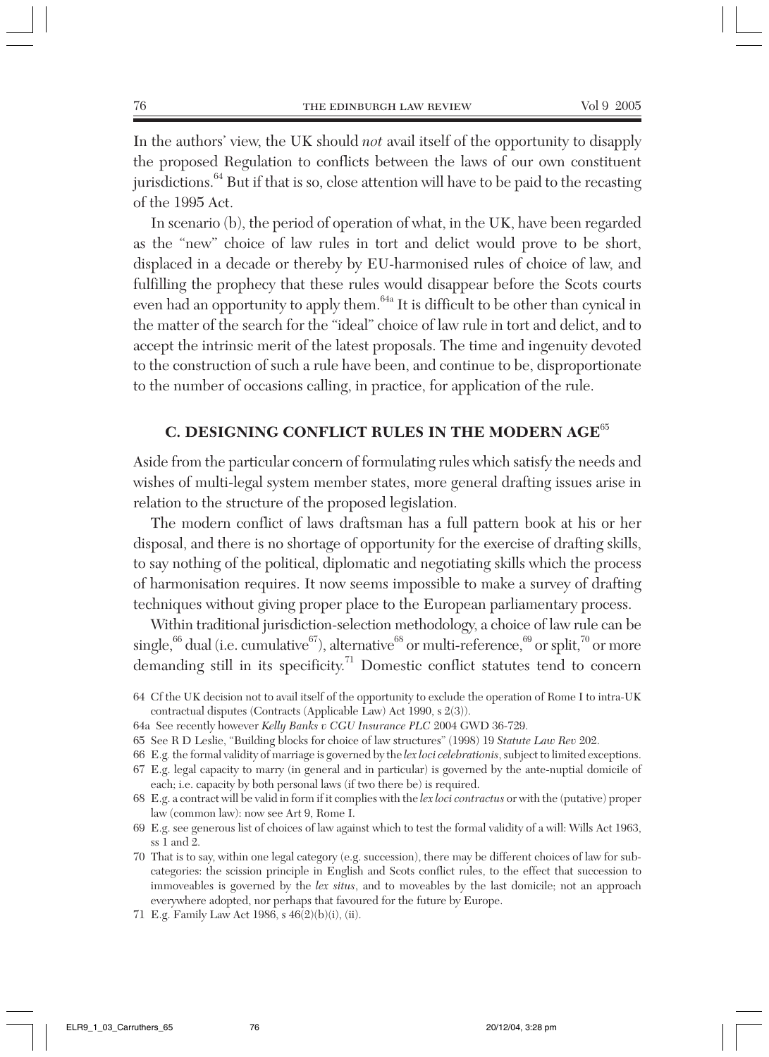In the authors' view, the UK should *not* avail itself of the opportunity to disapply the proposed Regulation to conflicts between the laws of our own constituent jurisdictions.[64] But if that is so, close attention will have to be paid to the recasting of the 1995 Act.

In scenario (b), the period of operation of what, in the UK, have been regarded as the "new" choice of law rules in tort and delict would prove to be short, displaced in a decade or thereby by EU-harmonised rules of choice of law, and fulfilling the prophecy that these rules would disappear before the Scots courts even had an opportunity to apply them.[64a] It is difficult to be other than cynical in the matter of the search for the "ideal" choice of law rule in tort and delict, and to accept the intrinsic merit of the latest proposals. The time and ingenuity devoted to the construction of such a rule have been, and continue to be, disproportionate to the number of occasions calling, in practice, for application of the rule.

## C. DESIGNING CONFLICT RULES IN THE MODERN AGE[65]

Aside from the particular concern of formulating rules which satisfy the needs and wishes of multi-legal system member states, more general drafting issues arise in relation to the structure of the proposed legislation.

The modern conflict of laws draftsman has a full pattern book at his or her disposal, and there is no shortage of opportunity for the exercise of drafting skills, to say nothing of the political, diplomatic and negotiating skills which the process of harmonisation requires. It now seems impossible to make a survey of drafting techniques without giving proper place to the European parliamentary process.

Within traditional jurisdiction-selection methodology, a choice of law rule can be single,[66] dual (i.e. cumulative[67]), alternative[68] or multi-reference,[69] or split,[70] or more demanding still in its specificity.[71] Domestic conflict statutes tend to concern

64 Cf the UK decision not to avail itself of the opportunity to exclude the operation of Rome I to intra-UK contractual disputes (Contracts (Applicable Law) Act 1990, s 2(3)).

64a See recently however *Kelly Banks v CGU Insurance PLC* 2004 GWD 36-729.

65 See R D Leslie, "Building blocks for choice of law structures" (1998) 19 *Statute Law Rev* 202.

66 E.g. the formal validity of marriage is governed by the *lex loci celebrationis*, subject to limited exceptions.

67 E.g. legal capacity to marry (in general and in particular) is governed by the ante-nuptial domicile of each; i.e. capacity by both personal laws (if two there be) is required.

68 E.g. a contract will be valid in form if it complies with the *lex loci contractus* or with the (putative) proper law (common law): now see Art 9, Rome I.

69 E.g. see generous list of choices of law against which to test the formal validity of a will: Wills Act 1963, ss 1 and 2.

70 That is to say, within one legal category (e.g. succession), there may be different choices of law for sub-categories: the scission principle in English and Scots conflict rules, to the effect that succession to immoveables is governed by the *lex situs*, and to moveables by the last domicile; not an approach everywhere adopted, nor perhaps that favoured for the future by Europe.

71 E.g. Family Law Act 1986, s 46(2)(b)(i), (ii).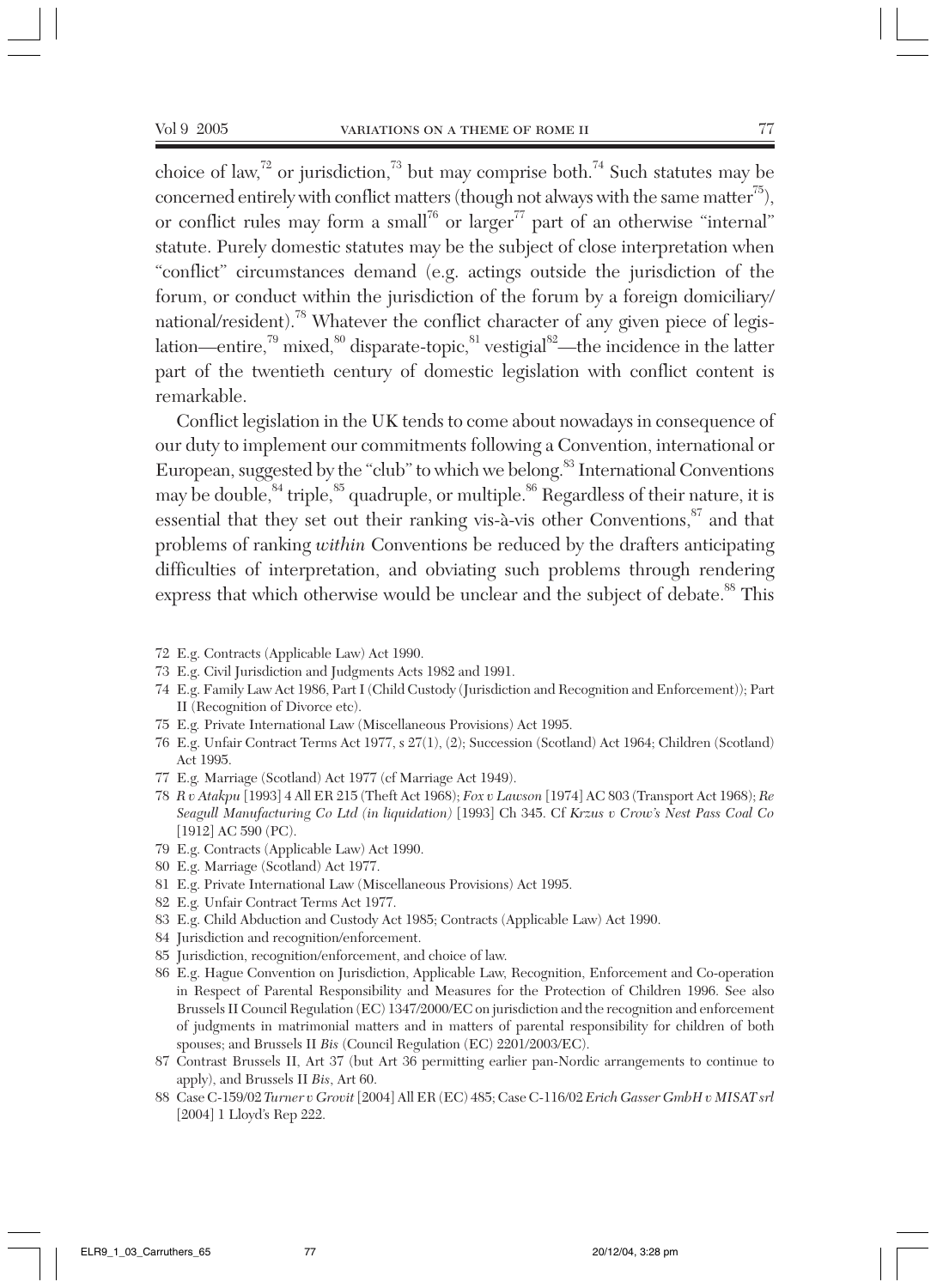choice of law,[72] or jurisdiction,[73] but may comprise both.[74] Such statutes may be concerned entirely with conflict matters (though not always with the same matter[75]), or conflict rules may form a small[76] or larger[77] part of an otherwise "internal" statute. Purely domestic statutes may be the subject of close interpretation when "conflict" circumstances demand (e.g. actings outside the jurisdiction of the forum, or conduct within the jurisdiction of the forum by a foreign domiciliary/national/resident).[78] Whatever the conflict character of any given piece of legislation—entire,[79] mixed,[80] disparate-topic,[81] vestigial[82]—the incidence in the latter part of the twentieth century of domestic legislation with conflict content is remarkable.

Conflict legislation in the UK tends to come about nowadays in consequence of our duty to implement our commitments following a Convention, international or European, suggested by the "club" to which we belong.[83] International Conventions may be double,[84] triple,[85] quadruple, or multiple.[86] Regardless of their nature, it is essential that they set out their ranking vis-à-vis other Conventions,[87] and that problems of ranking *within* Conventions be reduced by the drafters anticipating difficulties of interpretation, and obviating such problems through rendering express that which otherwise would be unclear and the subject of debate.[88] This

72 E.g. Contracts (Applicable Law) Act 1990.

73 E.g. Civil Jurisdiction and Judgments Acts 1982 and 1991.

74 E.g. Family Law Act 1986, Part I (Child Custody (Jurisdiction and Recognition and Enforcement)); Part II (Recognition of Divorce etc).

75 E.g. Private International Law (Miscellaneous Provisions) Act 1995.

76 E.g. Unfair Contract Terms Act 1977, s 27(1), (2); Succession (Scotland) Act 1964; Children (Scotland) Act 1995.

77 E.g. Marriage (Scotland) Act 1977 (cf Marriage Act 1949).

78 *R v Atakpu* [1993] 4 All ER 215 (Theft Act 1968); *Fox v Lawson* [1974] AC 803 (Transport Act 1968); *Re Seagull Manufacturing Co Ltd (in liquidation)* [1993] Ch 345. Cf *Krzus v Crow's Nest Pass Coal Co* [1912] AC 590 (PC).

79 E.g. Contracts (Applicable Law) Act 1990.

80 E.g. Marriage (Scotland) Act 1977.

81 E.g. Private International Law (Miscellaneous Provisions) Act 1995.

82 E.g. Unfair Contract Terms Act 1977.

83 E.g. Child Abduction and Custody Act 1985; Contracts (Applicable Law) Act 1990.

84 Jurisdiction and recognition/enforcement.

85 Jurisdiction, recognition/enforcement, and choice of law.

86 E.g. Hague Convention on Jurisdiction, Applicable Law, Recognition, Enforcement and Co-operation in Respect of Parental Responsibility and Measures for the Protection of Children 1996. See also Brussels II Council Regulation (EC) 1347/2000/EC on jurisdiction and the recognition and enforcement of judgments in matrimonial matters and in matters of parental responsibility for children of both spouses; and Brussels II *Bis* (Council Regulation (EC) 2201/2003/EC).

87 Contrast Brussels II, Art 37 (but Art 36 permitting earlier pan-Nordic arrangements to continue to apply), and Brussels II *Bis*, Art 60.

88 Case C-159/02 *Turner v Grovit* [2004] All ER (EC) 485; Case C-116/02 *Erich Gasser GmbH v MISAT srl* [2004] 1 Lloyd's Rep 222.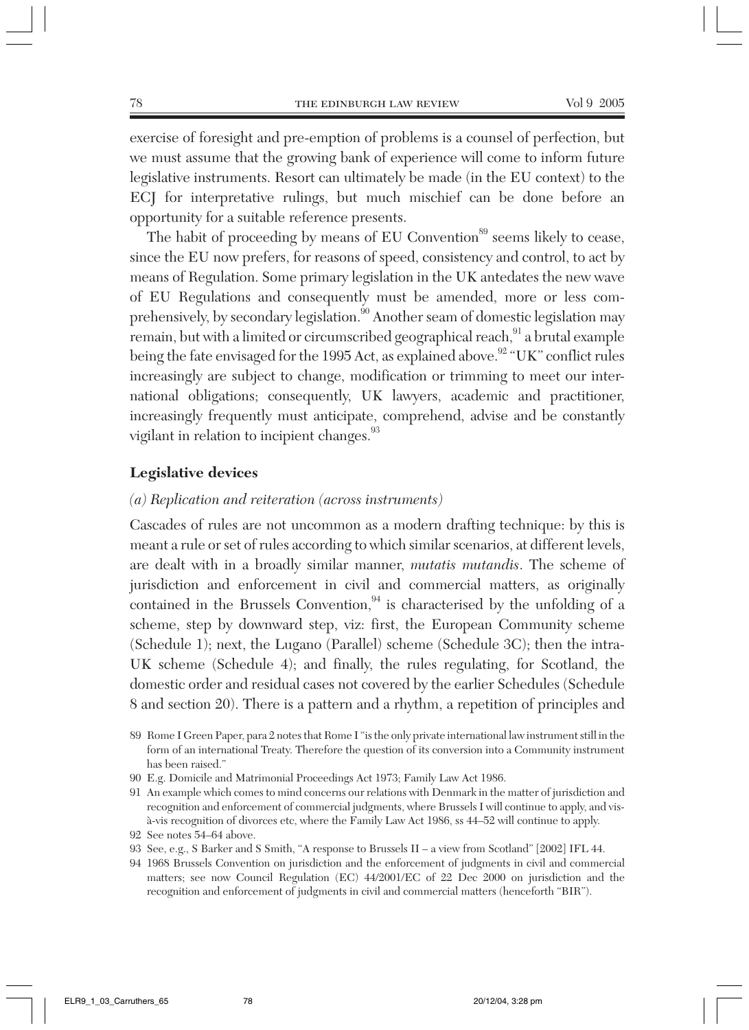exercise of foresight and pre-emption of problems is a counsel of perfection, but we must assume that the growing bank of experience will come to inform future legislative instruments. Resort can ultimately be made (in the EU context) to the ECJ for interpretative rulings, but much mischief can be done before an opportunity for a suitable reference presents.

The habit of proceeding by means of EU Convention[89] seems likely to cease, since the EU now prefers, for reasons of speed, consistency and control, to act by means of Regulation. Some primary legislation in the UK antedates the new wave of EU Regulations and consequently must be amended, more or less comprehensively, by secondary legislation.[90] Another seam of domestic legislation may remain, but with a limited or circumscribed geographical reach,[91] a brutal example being the fate envisaged for the 1995 Act, as explained above.[92] "UK" conflict rules increasingly are subject to change, modification or trimming to meet our international obligations; consequently, UK lawyers, academic and practitioner, increasingly frequently must anticipate, comprehend, advise and be constantly vigilant in relation to incipient changes.[93]

## Legislative devices

### *(a) Replication and reiteration (across instruments)*

Cascades of rules are not uncommon as a modern drafting technique: by this is meant a rule or set of rules according to which similar scenarios, at different levels, are dealt with in a broadly similar manner, *mutatis mutandis*. The scheme of jurisdiction and enforcement in civil and commercial matters, as originally contained in the Brussels Convention,[94] is characterised by the unfolding of a scheme, step by downward step, viz: first, the European Community scheme (Schedule 1); next, the Lugano (Parallel) scheme (Schedule 3C); then the intra-UK scheme (Schedule 4); and finally, the rules regulating, for Scotland, the domestic order and residual cases not covered by the earlier Schedules (Schedule 8 and section 20). There is a pattern and a rhythm, a repetition of principles and

89 Rome I Green Paper, para 2 notes that Rome I "is the only private international law instrument still in the form of an international Treaty. Therefore the question of its conversion into a Community instrument has been raised."

90 E.g. Domicile and Matrimonial Proceedings Act 1973; Family Law Act 1986.

91 An example which comes to mind concerns our relations with Denmark in the matter of jurisdiction and recognition and enforcement of commercial judgments, where Brussels I will continue to apply, and vis-à-vis recognition of divorces etc, where the Family Law Act 1986, ss 44–52 will continue to apply.

92 See notes 54–64 above.

93 See, e.g., S Barker and S Smith, "A response to Brussels II – a view from Scotland" [2002] IFL 44.

94 1968 Brussels Convention on jurisdiction and the enforcement of judgments in civil and commercial matters; see now Council Regulation (EC) 44/2001/EC of 22 Dec 2000 on jurisdiction and the recognition and enforcement of judgments in civil and commercial matters (henceforth "BIR").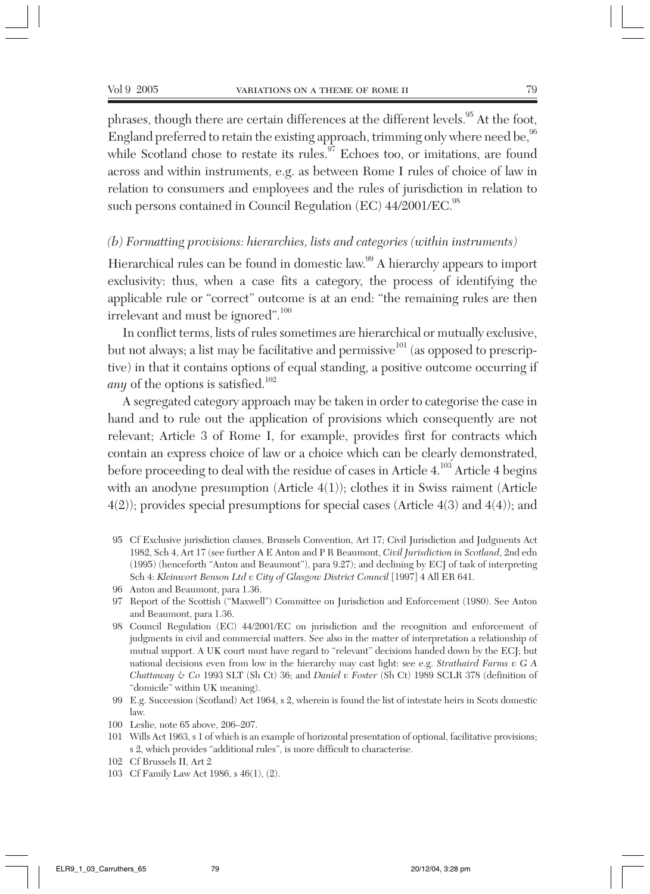phrases, though there are certain differences at the different levels.[95] At the foot, England preferred to retain the existing approach, trimming only where need be,[96] while Scotland chose to restate its rules.[97] Echoes too, or imitations, are found across and within instruments, e.g. as between Rome I rules of choice of law in relation to consumers and employees and the rules of jurisdiction in relation to such persons contained in Council Regulation (EC) 44/2001/EC.[98]

### *(b) Formatting provisions: hierarchies, lists and categories (within instruments)*

Hierarchical rules can be found in domestic law.[99] A hierarchy appears to import exclusivity: thus, when a case fits a category, the process of identifying the applicable rule or "correct" outcome is at an end: "the remaining rules are then irrelevant and must be ignored".[100]

In conflict terms, lists of rules sometimes are hierarchical or mutually exclusive, but not always; a list may be facilitative and permissive[101] (as opposed to prescriptive) in that it contains options of equal standing, a positive outcome occurring if *any* of the options is satisfied.[102]

A segregated category approach may be taken in order to categorise the case in hand and to rule out the application of provisions which consequently are not relevant; Article 3 of Rome I, for example, provides first for contracts which contain an express choice of law or a choice which can be clearly demonstrated, before proceeding to deal with the residue of cases in Article 4.[103] Article 4 begins with an anodyne presumption (Article 4(1)); clothes it in Swiss raiment (Article 4(2)); provides special presumptions for special cases (Article 4(3) and 4(4)); and

95 Cf Exclusive jurisdiction clauses, Brussels Convention, Art 17; Civil Jurisdiction and Judgments Act 1982, Sch 4, Art 17 (see further A E Anton and P R Beaumont, *Civil Jurisdiction in Scotland*, 2nd edn (1995) (henceforth "Anton and Beaumont"), para 9.27); and declining by ECJ of task of interpreting Sch 4: *Kleinwort Benson Ltd v City of Glasgow District Council* [1997] 4 All ER 641.

96 Anton and Beaumont, para 1.36.

97 Report of the Scottish ("Maxwell") Committee on Jurisdiction and Enforcement (1980). See Anton and Beaumont, para 1.36.

98 Council Regulation (EC) 44/2001/EC on jurisdiction and the recognition and enforcement of judgments in civil and commercial matters. See also in the matter of interpretation a relationship of mutual support. A UK court must have regard to "relevant" decisions handed down by the ECJ; but national decisions even from low in the hierarchy may cast light: see e.g. *Strathaird Farms v G A Chattaway & Co* 1993 SLT (Sh Ct) 36; and *Daniel v Foster* (Sh Ct) 1989 SCLR 378 (definition of "domicile" within UK meaning).

99 E.g. Succession (Scotland) Act 1964, s 2, wherein is found the list of intestate heirs in Scots domestic law.

100 Leslie, note 65 above, 206–207.

101 Wills Act 1963, s 1 of which is an example of horizontal presentation of optional, facilitative provisions; s 2, which provides "additional rules", is more difficult to characterise.

102 Cf Brussels II, Art 2

103 Cf Family Law Act 1986, s 46(1), (2).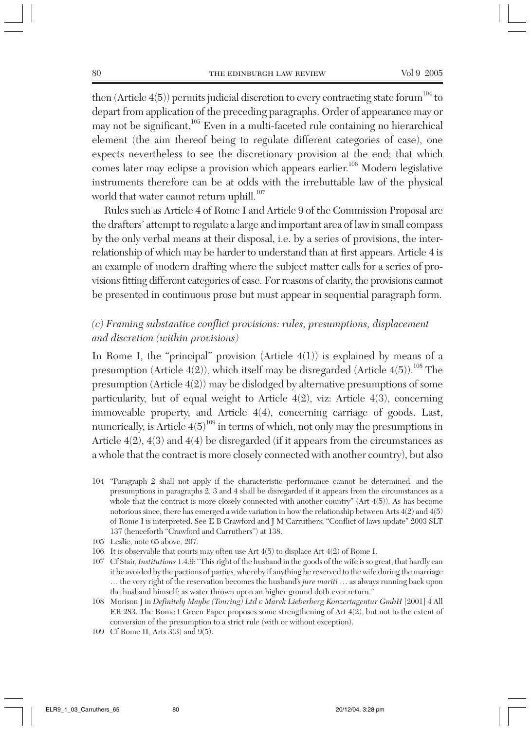then (Article 4(5)) permits judicial discretion to every contracting state forum[104] to depart from application of the preceding paragraphs. Order of appearance may or may not be significant.[105] Even in a multi-faceted rule containing no hierarchical element (the aim thereof being to regulate different categories of case), one expects nevertheless to see the discretionary provision at the end; that which comes later may eclipse a provision which appears earlier.[106] Modern legislative instruments therefore can be at odds with the irrebuttable law of the physical world that water cannot return uphill.[107]

Rules such as Article 4 of Rome I and Article 9 of the Commission Proposal are the drafters' attempt to regulate a large and important area of law in small compass by the only verbal means at their disposal, i.e. by a series of provisions, the interrelationship of which may be harder to understand than at first appears. Article 4 is an example of modern drafting where the subject matter calls for a series of provisions fitting different categories of case. For reasons of clarity, the provisions cannot be presented in continuous prose but must appear in sequential paragraph form.

### *(c) Framing substantive conflict provisions: rules, presumptions, displacement and discretion (within provisions)*

In Rome I, the "principal" provision (Article 4(1)) is explained by means of a presumption (Article 4(2)), which itself may be disregarded (Article 4(5)).[108] The presumption (Article 4(2)) may be dislodged by alternative presumptions of some particularity, but of equal weight to Article 4(2), viz: Article 4(3), concerning immoveable property, and Article 4(4), concerning carriage of goods. Last, numerically, is Article 4(5)[109] in terms of which, not only may the presumptions in Article 4(2), 4(3) and 4(4) be disregarded (if it appears from the circumstances as a whole that the contract is more closely connected with another country), but also

104 "Paragraph 2 shall not apply if the characteristic performance cannot be determined, and the presumptions in paragraphs 2, 3 and 4 shall be disregarded if it appears from the circumstances as a whole that the contract is more closely connected with another country" (Art 4(5)). As has become notorious since, there has emerged a wide variation in how the relationship between Arts 4(2) and 4(5) of Rome I is interpreted. See E B Crawford and J M Carruthers, "Conflict of laws update" 2003 SLT 137 (henceforth "Crawford and Carruthers") at 138.

105 Leslie, note 65 above, 207.

106 It is observable that courts may often use Art 4(5) to displace Art 4(2) of Rome I.

107 Cf Stair, *Institutions* 1.4.9: "This right of the husband in the goods of the wife is so great, that hardly can it be avoided by the pactions of parties, whereby if anything be reserved to the wife during the marriage … the very right of the reservation becomes the husband's *jure mariti* … as always running back upon the husband himself; as water thrown upon an higher ground doth ever return."

108 Morison J in *Definitely Maybe (Touring) Ltd v Marek Lieberberg Konzertagentur GmbH* [2001] 4 All ER 283. The Rome I Green Paper proposes some strengthening of Art 4(2), but not to the extent of conversion of the presumption to a strict rule (with or without exception).

109 Cf Rome II, Arts 3(3) and 9(5).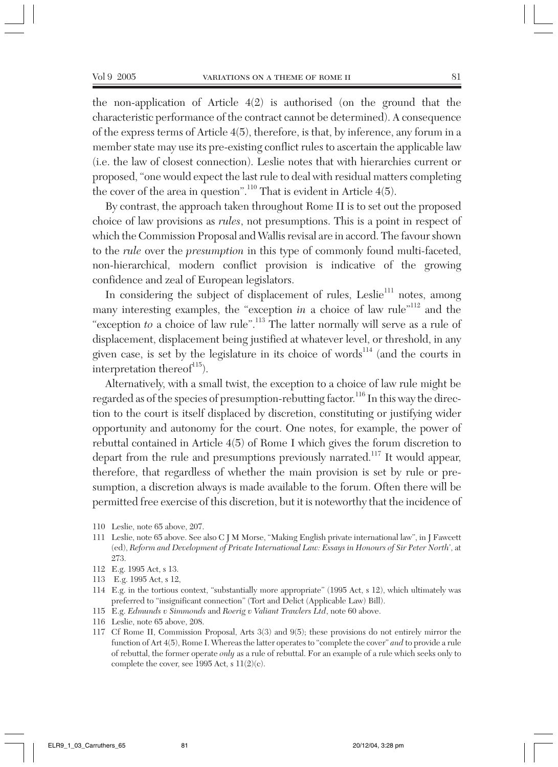the non-application of Article 4(2) is authorised (on the ground that the characteristic performance of the contract cannot be determined). A consequence of the express terms of Article 4(5), therefore, is that, by inference, any forum in a member state may use its pre-existing conflict rules to ascertain the applicable law (i.e. the law of closest connection). Leslie notes that with hierarchies current or proposed, "one would expect the last rule to deal with residual matters completing the cover of the area in question".[110] That is evident in Article 4(5).

By contrast, the approach taken throughout Rome II is to set out the proposed choice of law provisions as *rules*, not presumptions. This is a point in respect of which the Commission Proposal and Wallis revisal are in accord. The favour shown to the *rule* over the *presumption* in this type of commonly found multi-faceted, non-hierarchical, modern conflict provision is indicative of the growing confidence and zeal of European legislators.

In considering the subject of displacement of rules, Leslie[111] notes, among many interesting examples, the "exception *in* a choice of law rule"[112] and the "exception *to* a choice of law rule".[113] The latter normally will serve as a rule of displacement, displacement being justified at whatever level, or threshold, in any given case, is set by the legislature in its choice of words[114] (and the courts in interpretation thereof[115]).

Alternatively, with a small twist, the exception to a choice of law rule might be regarded as of the species of presumption-rebutting factor.[116] In this way the direction to the court is itself displaced by discretion, constituting or justifying wider opportunity and autonomy for the court. One notes, for example, the power of rebuttal contained in Article 4(5) of Rome I which gives the forum discretion to depart from the rule and presumptions previously narrated.[117] It would appear, therefore, that regardless of whether the main provision is set by rule or presumption, a discretion always is made available to the forum. Often there will be permitted free exercise of this discretion, but it is noteworthy that the incidence of

110 Leslie, note 65 above, 207.

111 Leslie, note 65 above. See also C J M Morse, "Making English private international law", in J Fawcett (ed), *Reform and Development of Private International Law: Essays in Honours of Sir Peter North*', at 273.

112 E.g. 1995 Act, s 13.

113 E.g. 1995 Act, s 12,

114 E.g. in the tortious context, "substantially more appropriate" (1995 Act, s 12), which ultimately was preferred to "insignificant connection" (Tort and Delict (Applicable Law) Bill).

115 E.g. *Edmunds v Simmonds* and *Roerig v Valiant Trawlers Ltd*, note 60 above.

116 Leslie, note 65 above, 208.

117 Cf Rome II, Commission Proposal, Arts 3(3) and 9(5); these provisions do not entirely mirror the function of Art 4(5), Rome I. Whereas the latter operates to "complete the cover" *and* to provide a rule of rebuttal, the former operate *only* as a rule of rebuttal. For an example of a rule which seeks only to complete the cover, see 1995 Act, s 11(2)(c).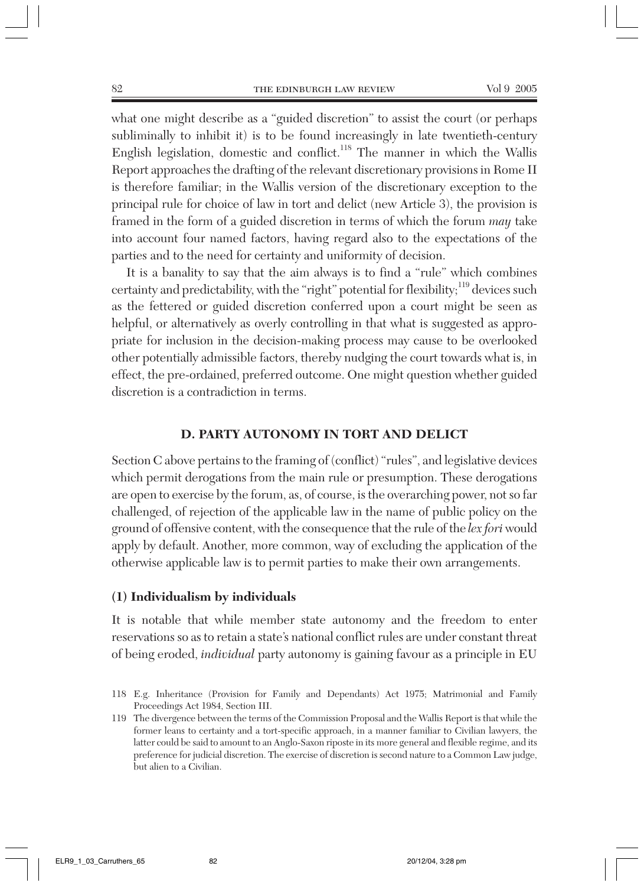what one might describe as a "guided discretion" to assist the court (or perhaps subliminally to inhibit it) is to be found increasingly in late twentieth-century English legislation, domestic and conflict.[118] The manner in which the Wallis Report approaches the drafting of the relevant discretionary provisions in Rome II is therefore familiar; in the Wallis version of the discretionary exception to the principal rule for choice of law in tort and delict (new Article 3), the provision is framed in the form of a guided discretion in terms of which the forum *may* take into account four named factors, having regard also to the expectations of the parties and to the need for certainty and uniformity of decision.

It is a banality to say that the aim always is to find a "rule" which combines certainty and predictability, with the "right" potential for flexibility;[119] devices such as the fettered or guided discretion conferred upon a court might be seen as helpful, or alternatively as overly controlling in that what is suggested as appropriate for inclusion in the decision-making process may cause to be overlooked other potentially admissible factors, thereby nudging the court towards what is, in effect, the pre-ordained, preferred outcome. One might question whether guided discretion is a contradiction in terms.

## D. PARTY AUTONOMY IN TORT AND DELICT

Section C above pertains to the framing of (conflict) "rules", and legislative devices which permit derogations from the main rule or presumption. These derogations are open to exercise by the forum, as, of course, is the overarching power, not so far challenged, of rejection of the applicable law in the name of public policy on the ground of offensive content, with the consequence that the rule of the *lex fori* would apply by default. Another, more common, way of excluding the application of the otherwise applicable law is to permit parties to make their own arrangements.

### (1) Individualism by individuals

It is notable that while member state autonomy and the freedom to enter reservations so as to retain a state's national conflict rules are under constant threat of being eroded, *individual* party autonomy is gaining favour as a principle in EU

118 E.g. Inheritance (Provision for Family and Dependants) Act 1975; Matrimonial and Family Proceedings Act 1984, Section III.

119 The divergence between the terms of the Commission Proposal and the Wallis Report is that while the former leans to certainty and a tort-specific approach, in a manner familiar to Civilian lawyers, the latter could be said to amount to an Anglo-Saxon riposte in its more general and flexible regime, and its preference for judicial discretion. The exercise of discretion is second nature to a Common Law judge, but alien to a Civilian.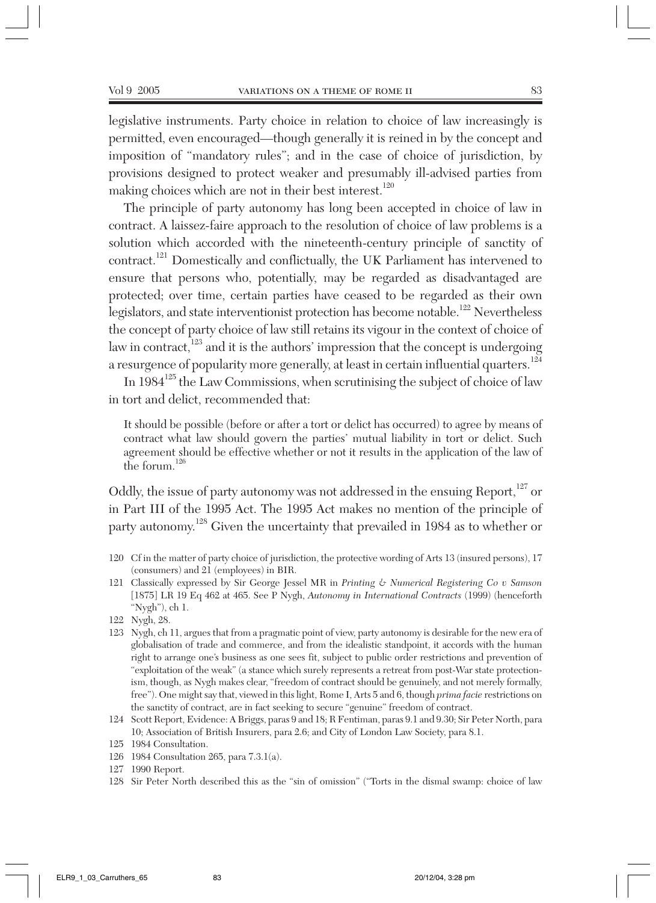legislative instruments. Party choice in relation to choice of law increasingly is permitted, even encouraged—though generally it is reined in by the concept and imposition of "mandatory rules"; and in the case of choice of jurisdiction, by provisions designed to protect weaker and presumably ill-advised parties from making choices which are not in their best interest.[120]

The principle of party autonomy has long been accepted in choice of law in contract. A laissez-faire approach to the resolution of choice of law problems is a solution which accorded with the nineteenth-century principle of sanctity of contract.[121] Domestically and conflictually, the UK Parliament has intervened to ensure that persons who, potentially, may be regarded as disadvantaged are protected; over time, certain parties have ceased to be regarded as their own legislators, and state interventionist protection has become notable.[122] Nevertheless the concept of party choice of law still retains its vigour in the context of choice of law in contract,[123] and it is the authors' impression that the concept is undergoing a resurgence of popularity more generally, at least in certain influential quarters.[124]

In 1984[125] the Law Commissions, when scrutinising the subject of choice of law in tort and delict, recommended that:

> It should be possible (before or after a tort or delict has occurred) to agree by means of contract what law should govern the parties' mutual liability in tort or delict. Such agreement should be effective whether or not it results in the application of the law of the forum.[126]

Oddly, the issue of party autonomy was not addressed in the ensuing Report,[127] or in Part III of the 1995 Act. The 1995 Act makes no mention of the principle of party autonomy.[128] Given the uncertainty that prevailed in 1984 as to whether or

120 Cf in the matter of party choice of jurisdiction, the protective wording of Arts 13 (insured persons), 17 (consumers) and 21 (employees) in BIR.

121 Classically expressed by Sir George Jessel MR in *Printing & Numerical Registering Co v Samson* [1875] LR 19 Eq 462 at 465. See P Nygh, *Autonomy in International Contracts* (1999) (henceforth "Nygh"), ch 1.

122 Nygh, 28.

123 Nygh, ch 11, argues that from a pragmatic point of view, party autonomy is desirable for the new era of globalisation of trade and commerce, and from the idealistic standpoint, it accords with the human right to arrange one's business as one sees fit, subject to public order restrictions and prevention of "exploitation of the weak" (a stance which surely represents a retreat from post-War state protectionism, though, as Nygh makes clear, "freedom of contract should be genuinely, and not merely formally, free"). One might say that, viewed in this light, Rome I, Arts 5 and 6, though *prima facie* restrictions on the sanctity of contract, are in fact seeking to secure "genuine" freedom of contract.

124 Scott Report, Evidence: A Briggs, paras 9 and 18; R Fentiman, paras 9.1 and 9.30; Sir Peter North, para 10; Association of British Insurers, para 2.6; and City of London Law Society, para 8.1.

125 1984 Consultation.

126 1984 Consultation 265, para 7.3.1(a).

127 1990 Report.

128 Sir Peter North described this as the "sin of omission" ("Torts in the dismal swamp: choice of law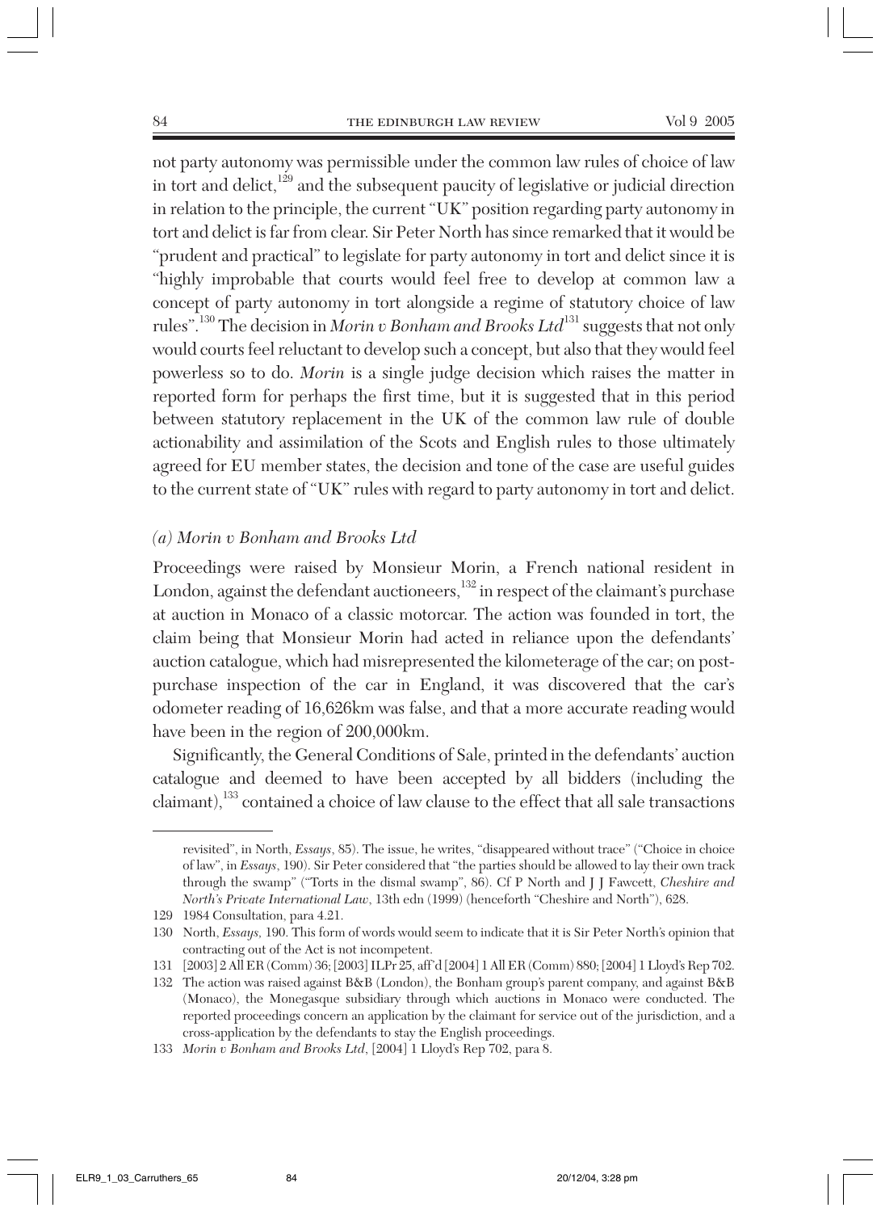not party autonomy was permissible under the common law rules of choice of law in tort and delict,[129] and the subsequent paucity of legislative or judicial direction in relation to the principle, the current "UK" position regarding party autonomy in tort and delict is far from clear. Sir Peter North has since remarked that it would be "prudent and practical" to legislate for party autonomy in tort and delict since it is "highly improbable that courts would feel free to develop at common law a concept of party autonomy in tort alongside a regime of statutory choice of law rules".[130] The decision in *Morin v Bonham and Brooks Ltd*[131] suggests that not only would courts feel reluctant to develop such a concept, but also that they would feel powerless so to do. *Morin* is a single judge decision which raises the matter in reported form for perhaps the first time, but it is suggested that in this period between statutory replacement in the UK of the common law rule of double actionability and assimilation of the Scots and English rules to those ultimately agreed for EU member states, the decision and tone of the case are useful guides to the current state of "UK" rules with regard to party autonomy in tort and delict.

### *(a) Morin v Bonham and Brooks Ltd*

Proceedings were raised by Monsieur Morin, a French national resident in London, against the defendant auctioneers,[132] in respect of the claimant's purchase at auction in Monaco of a classic motorcar. The action was founded in tort, the claim being that Monsieur Morin had acted in reliance upon the defendants' auction catalogue, which had misrepresented the kilometerage of the car; on post-purchase inspection of the car in England, it was discovered that the car's odometer reading of 16,626km was false, and that a more accurate reading would have been in the region of 200,000km.

Significantly, the General Conditions of Sale, printed in the defendants' auction catalogue and deemed to have been accepted by all bidders (including the claimant),[133] contained a choice of law clause to the effect that all sale transactions

---

revisited", in North, *Essays*, 85). The issue, he writes, "disappeared without trace" ("Choice in choice of law", in *Essays*, 190). Sir Peter considered that "the parties should be allowed to lay their own track through the swamp" ("Torts in the dismal swamp", 86). Cf P North and J J Fawcett, *Cheshire and North's Private International Law*, 13th edn (1999) (henceforth "Cheshire and North"), 628.

129 1984 Consultation, para 4.21.

130 North, *Essays*, 190. This form of words would seem to indicate that it is Sir Peter North's opinion that contracting out of the Act is not incompetent.

131 [2003] 2 All ER (Comm) 36; [2003] ILPr 25, aff'd [2004] 1 All ER (Comm) 880; [2004] 1 Lloyd's Rep 702.

132 The action was raised against B&B (London), the Bonham group's parent company, and against B&B (Monaco), the Monegasque subsidiary through which auctions in Monaco were conducted. The reported proceedings concern an application by the claimant for service out of the jurisdiction, and a cross-application by the defendants to stay the English proceedings.

133 *Morin v Bonham and Brooks Ltd*, [2004] 1 Lloyd's Rep 702, para 8.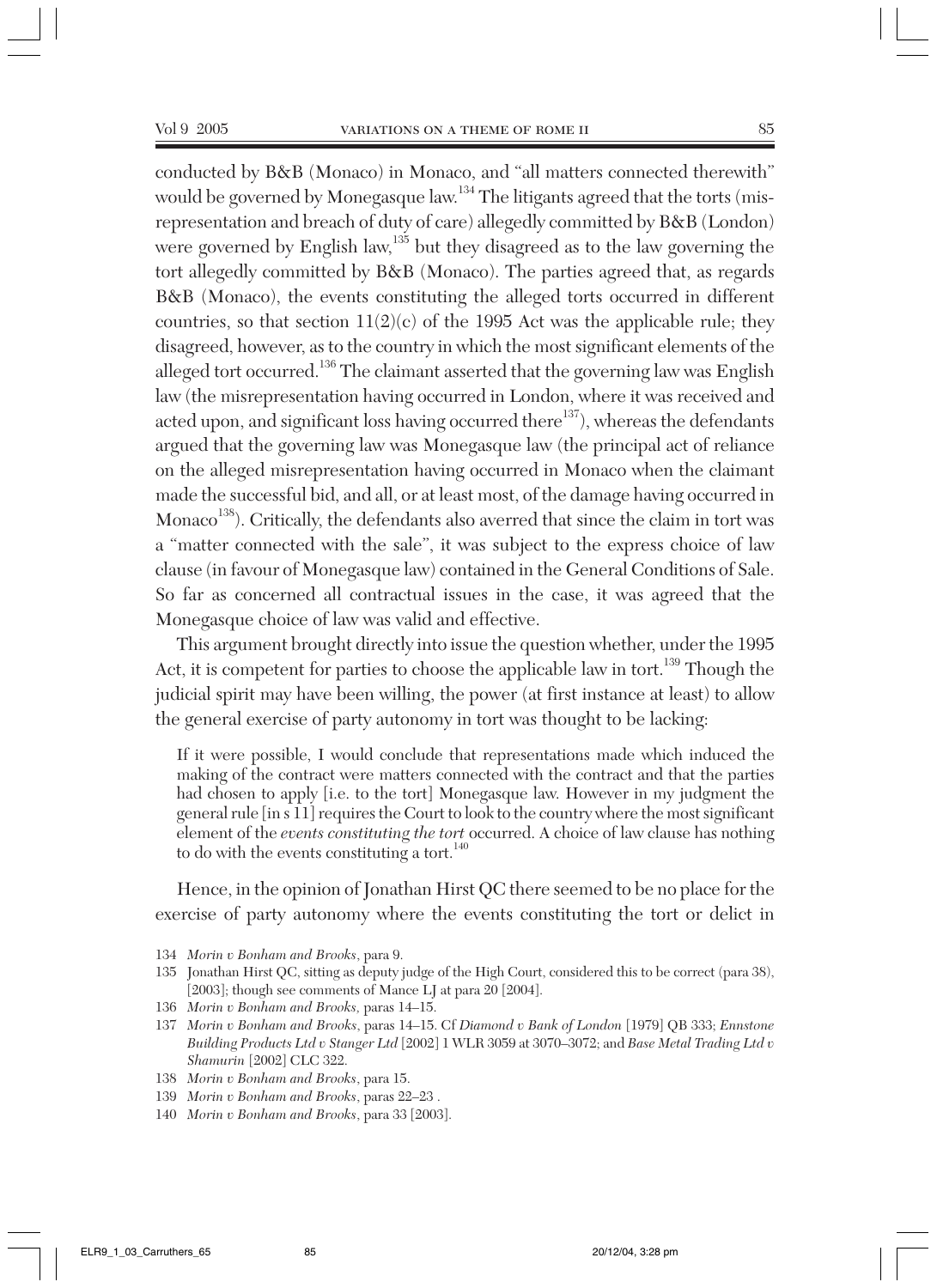conducted by B&B (Monaco) in Monaco, and "all matters connected therewith" would be governed by Monegasque law.[134] The litigants agreed that the torts (misrepresentation and breach of duty of care) allegedly committed by B&B (London) were governed by English law,[135] but they disagreed as to the law governing the tort allegedly committed by B&B (Monaco). The parties agreed that, as regards B&B (Monaco), the events constituting the alleged torts occurred in different countries, so that section 11(2)(c) of the 1995 Act was the applicable rule; they disagreed, however, as to the country in which the most significant elements of the alleged tort occurred.[136] The claimant asserted that the governing law was English law (the misrepresentation having occurred in London, where it was received and acted upon, and significant loss having occurred there[137]), whereas the defendants argued that the governing law was Monegasque law (the principal act of reliance on the alleged misrepresentation having occurred in Monaco when the claimant made the successful bid, and all, or at least most, of the damage having occurred in Monaco[138]). Critically, the defendants also averred that since the claim in tort was a "matter connected with the sale", it was subject to the express choice of law clause (in favour of Monegasque law) contained in the General Conditions of Sale. So far as concerned all contractual issues in the case, it was agreed that the Monegasque choice of law was valid and effective.

This argument brought directly into issue the question whether, under the 1995 Act, it is competent for parties to choose the applicable law in tort.[139] Though the judicial spirit may have been willing, the power (at first instance at least) to allow the general exercise of party autonomy in tort was thought to be lacking:

> If it were possible, I would conclude that representations made which induced the making of the contract were matters connected with the contract and that the parties had chosen to apply [i.e. to the tort] Monegasque law. However in my judgment the general rule [in s 11] requires the Court to look to the country where the most significant element of the *events constituting the tort* occurred. A choice of law clause has nothing to do with the events constituting a tort.[140]

Hence, in the opinion of Jonathan Hirst QC there seemed to be no place for the exercise of party autonomy where the events constituting the tort or delict in

134 *Morin v Bonham and Brooks*, para 9.

135 Jonathan Hirst QC, sitting as deputy judge of the High Court, considered this to be correct (para 38), [2003]; though see comments of Mance LJ at para 20 [2004].

136 *Morin v Bonham and Brooks*, paras 14–15.

137 *Morin v Bonham and Brooks*, paras 14–15. Cf *Diamond v Bank of London* [1979] QB 333; *Ennstone Building Products Ltd v Stanger Ltd* [2002] 1 WLR 3059 at 3070–3072; and *Base Metal Trading Ltd v Shamurin* [2002] CLC 322.

138 *Morin v Bonham and Brooks*, para 15.

139 *Morin v Bonham and Brooks*, paras 22–23 .

140 *Morin v Bonham and Brooks*, para 33 [2003].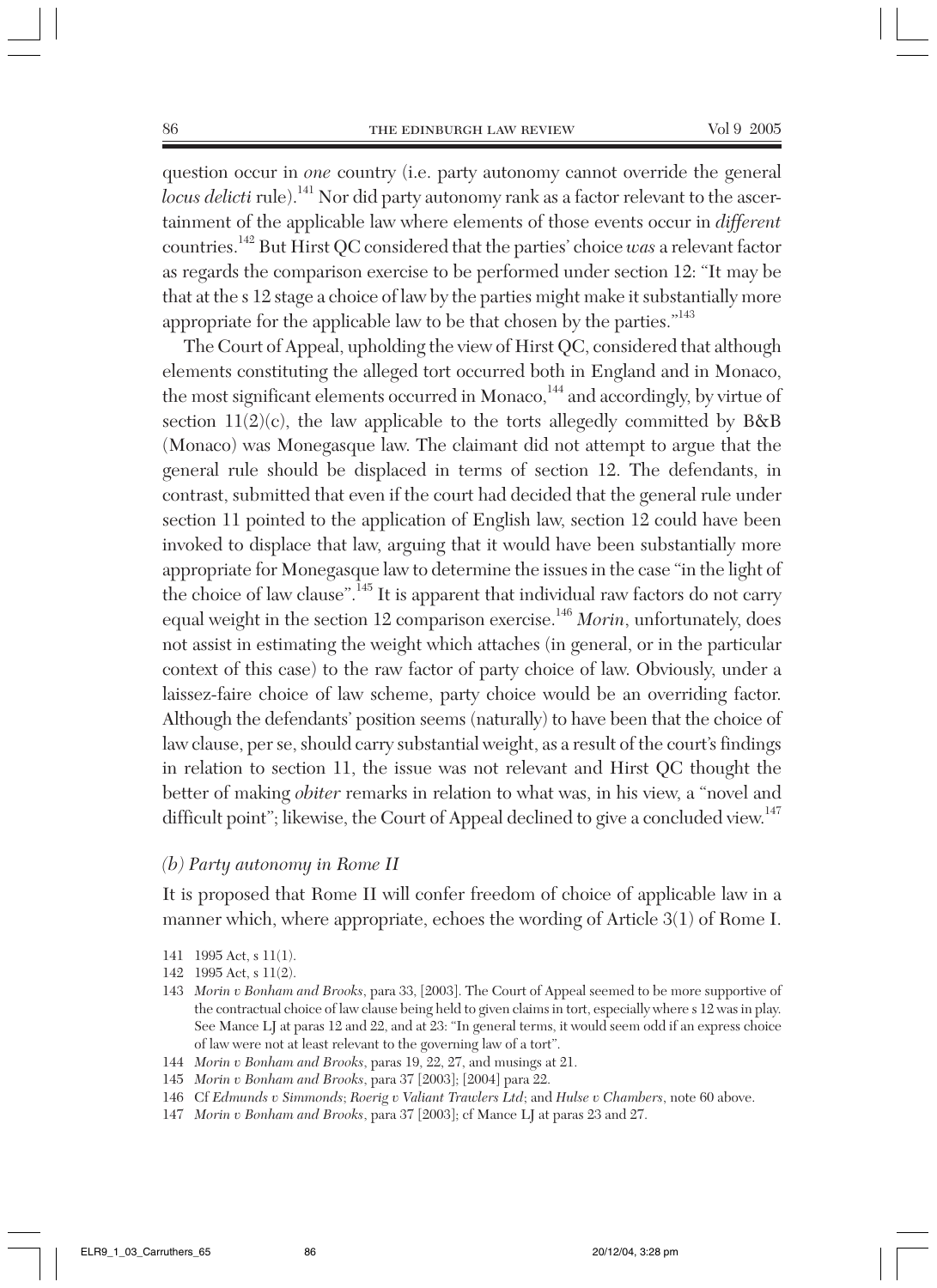question occur in *one* country (i.e. party autonomy cannot override the general *locus delicti* rule).[141] Nor did party autonomy rank as a factor relevant to the ascertainment of the applicable law where elements of those events occur in *different* countries.[142] But Hirst QC considered that the parties' choice *was* a relevant factor as regards the comparison exercise to be performed under section 12: "It may be that at the s 12 stage a choice of law by the parties might make it substantially more appropriate for the applicable law to be that chosen by the parties."[143]

The Court of Appeal, upholding the view of Hirst QC, considered that although elements constituting the alleged tort occurred both in England and in Monaco, the most significant elements occurred in Monaco,[144] and accordingly, by virtue of section 11(2)(c), the law applicable to the torts allegedly committed by B&B (Monaco) was Monegasque law. The claimant did not attempt to argue that the general rule should be displaced in terms of section 12. The defendants, in contrast, submitted that even if the court had decided that the general rule under section 11 pointed to the application of English law, section 12 could have been invoked to displace that law, arguing that it would have been substantially more appropriate for Monegasque law to determine the issues in the case "in the light of the choice of law clause".[145] It is apparent that individual raw factors do not carry equal weight in the section 12 comparison exercise.[146] *Morin*, unfortunately, does not assist in estimating the weight which attaches (in general, or in the particular context of this case) to the raw factor of party choice of law. Obviously, under a laissez-faire choice of law scheme, party choice would be an overriding factor. Although the defendants' position seems (naturally) to have been that the choice of law clause, per se, should carry substantial weight, as a result of the court's findings in relation to section 11, the issue was not relevant and Hirst QC thought the better of making *obiter* remarks in relation to what was, in his view, a "novel and difficult point"; likewise, the Court of Appeal declined to give a concluded view.[147]

### *(b) Party autonomy in Rome II*

It is proposed that Rome II will confer freedom of choice of applicable law in a manner which, where appropriate, echoes the wording of Article 3(1) of Rome I.

141 1995 Act, s 11(1).

142 1995 Act, s 11(2).

143 *Morin v Bonham and Brooks*, para 33, [2003]. The Court of Appeal seemed to be more supportive of the contractual choice of law clause being held to given claims in tort, especially where s 12 was in play. See Mance LJ at paras 12 and 22, and at 23: "In general terms, it would seem odd if an express choice of law were not at least relevant to the governing law of a tort".

144 *Morin v Bonham and Brooks*, paras 19, 22, 27, and musings at 21.

145 *Morin v Bonham and Brooks*, para 37 [2003]; [2004] para 22.

146 Cf *Edmunds v Simmonds*; *Roerig v Valiant Trawlers Ltd*; and *Hulse v Chambers*, note 60 above.

147 *Morin v Bonham and Brooks*, para 37 [2003]; cf Mance LJ at paras 23 and 27.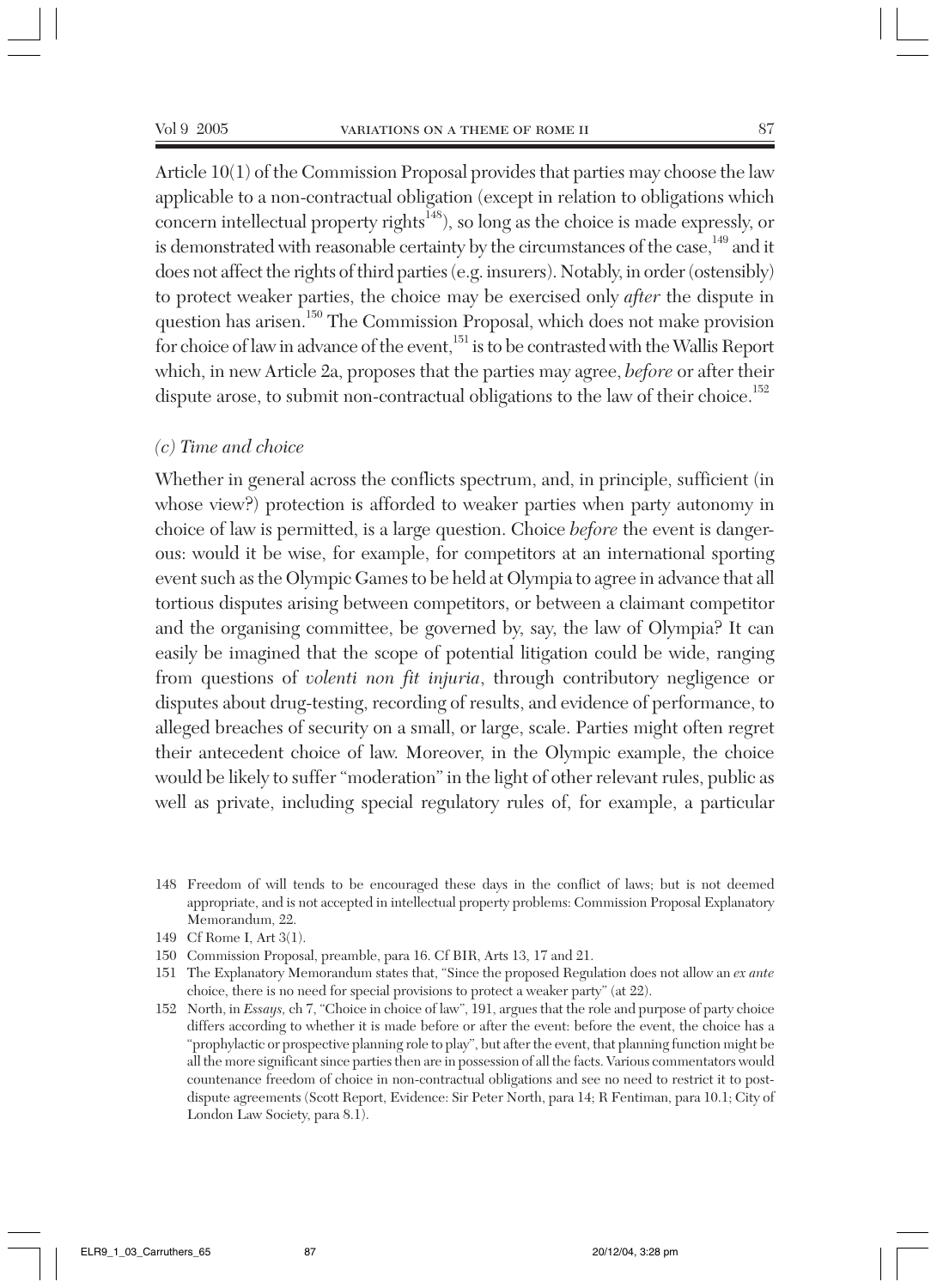Article 10(1) of the Commission Proposal provides that parties may choose the law applicable to a non-contractual obligation (except in relation to obligations which concern intellectual property rights[148]), so long as the choice is made expressly, or is demonstrated with reasonable certainty by the circumstances of the case,[149] and it does not affect the rights of third parties (e.g. insurers). Notably, in order (ostensibly) to protect weaker parties, the choice may be exercised only *after* the dispute in question has arisen.[150] The Commission Proposal, which does not make provision for choice of law in advance of the event,[151] is to be contrasted with the Wallis Report which, in new Article 2a, proposes that the parties may agree, *before* or after their dispute arose, to submit non-contractual obligations to the law of their choice.[152]

### *(c) Time and choice*

Whether in general across the conflicts spectrum, and, in principle, sufficient (in whose view?) protection is afforded to weaker parties when party autonomy in choice of law is permitted, is a large question. Choice *before* the event is dangerous: would it be wise, for example, for competitors at an international sporting event such as the Olympic Games to be held at Olympia to agree in advance that all tortious disputes arising between competitors, or between a claimant competitor and the organising committee, be governed by, say, the law of Olympia? It can easily be imagined that the scope of potential litigation could be wide, ranging from questions of *volenti non fit injuria*, through contributory negligence or disputes about drug-testing, recording of results, and evidence of performance, to alleged breaches of security on a small, or large, scale. Parties might often regret their antecedent choice of law. Moreover, in the Olympic example, the choice would be likely to suffer "moderation" in the light of other relevant rules, public as well as private, including special regulatory rules of, for example, a particular

---

148 Freedom of will tends to be encouraged these days in the conflict of laws; but is not deemed appropriate, and is not accepted in intellectual property problems: Commission Proposal Explanatory Memorandum, 22.

149 Cf Rome I, Art 3(1).

150 Commission Proposal, preamble, para 16. Cf BIR, Arts 13, 17 and 21.

151 The Explanatory Memorandum states that, "Since the proposed Regulation does not allow an *ex ante* choice, there is no need for special provisions to protect a weaker party" (at 22).

152 North, in *Essays*, ch 7, "Choice in choice of law", 191, argues that the role and purpose of party choice differs according to whether it is made before or after the event: before the event, the choice has a "prophylactic or prospective planning role to play", but after the event, that planning function might be all the more significant since parties then are in possession of all the facts. Various commentators would countenance freedom of choice in non-contractual obligations and see no need to restrict it to post-dispute agreements (Scott Report, Evidence: Sir Peter North, para 14; R Fentiman, para 10.1; City of London Law Society, para 8.1).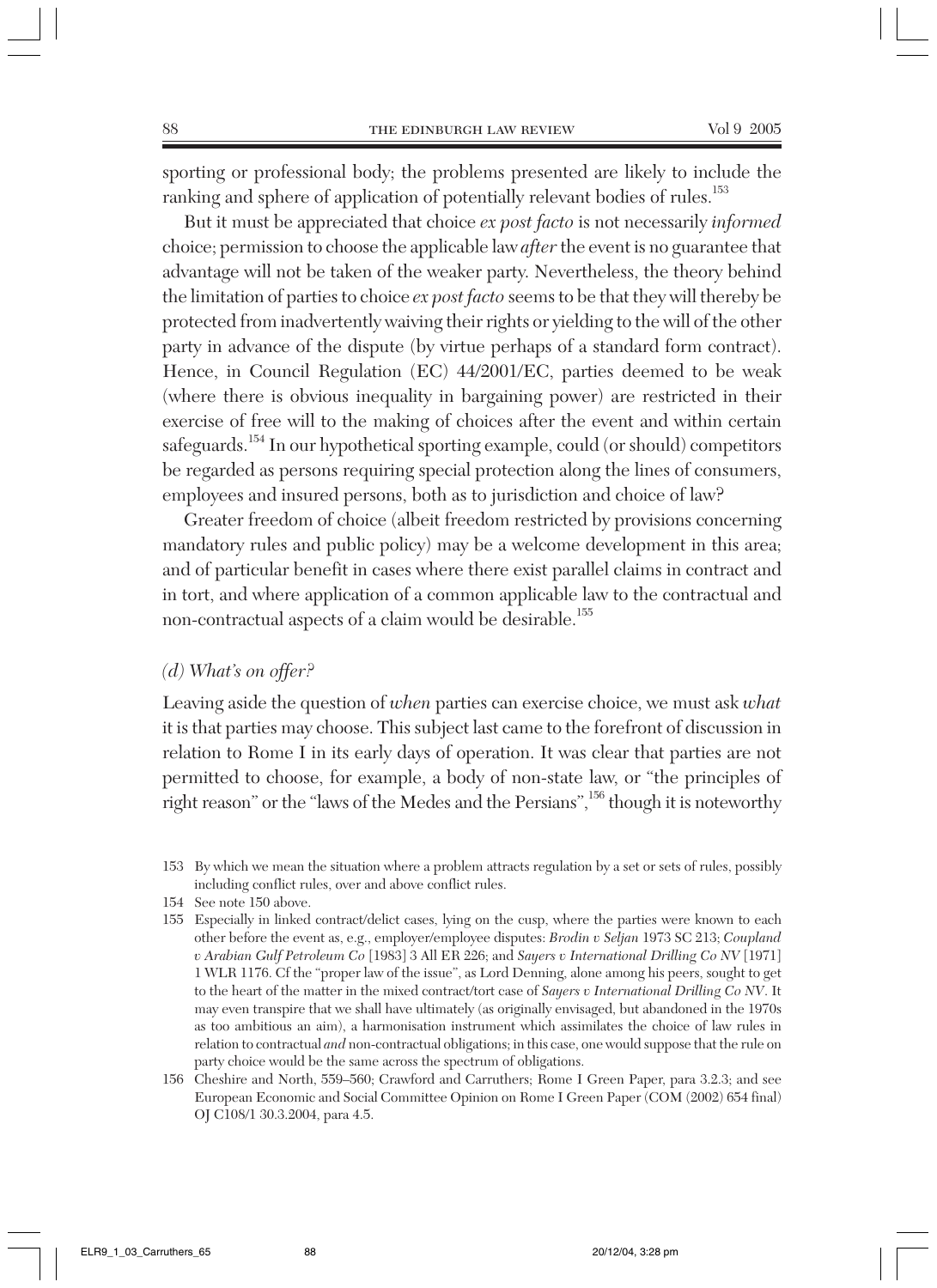sporting or professional body; the problems presented are likely to include the ranking and sphere of application of potentially relevant bodies of rules.[153]

But it must be appreciated that choice *ex post facto* is not necessarily *informed* choice; permission to choose the applicable law *after* the event is no guarantee that advantage will not be taken of the weaker party. Nevertheless, the theory behind the limitation of parties to choice *ex post facto* seems to be that they will thereby be protected from inadvertently waiving their rights or yielding to the will of the other party in advance of the dispute (by virtue perhaps of a standard form contract). Hence, in Council Regulation (EC) 44/2001/EC, parties deemed to be weak (where there is obvious inequality in bargaining power) are restricted in their exercise of free will to the making of choices after the event and within certain safeguards.[154] In our hypothetical sporting example, could (or should) competitors be regarded as persons requiring special protection along the lines of consumers, employees and insured persons, both as to jurisdiction and choice of law?

Greater freedom of choice (albeit freedom restricted by provisions concerning mandatory rules and public policy) may be a welcome development in this area; and of particular benefit in cases where there exist parallel claims in contract and in tort, and where application of a common applicable law to the contractual and non-contractual aspects of a claim would be desirable.[155]

### *(d) What's on offer?*

Leaving aside the question of *when* parties can exercise choice, we must ask *what* it is that parties may choose. This subject last came to the forefront of discussion in relation to Rome I in its early days of operation. It was clear that parties are not permitted to choose, for example, a body of non-state law, or "the principles of right reason" or the "laws of the Medes and the Persians",[156] though it is noteworthy

153 By which we mean the situation where a problem attracts regulation by a set or sets of rules, possibly including conflict rules, over and above conflict rules.

154 See note 150 above.

155 Especially in linked contract/delict cases, lying on the cusp, where the parties were known to each other before the event as, e.g., employer/employee disputes: *Brodin v Seljan* 1973 SC 213; *Coupland v Arabian Gulf Petroleum Co* [1983] 3 All ER 226; and *Sayers v International Drilling Co NV* [1971] 1 WLR 1176. Cf the "proper law of the issue", as Lord Denning, alone among his peers, sought to get to the heart of the matter in the mixed contract/tort case of *Sayers v International Drilling Co NV*. It may even transpire that we shall have ultimately (as originally envisaged, but abandoned in the 1970s as too ambitious an aim), a harmonisation instrument which assimilates the choice of law rules in relation to contractual *and* non-contractual obligations; in this case, one would suppose that the rule on party choice would be the same across the spectrum of obligations.

156 Cheshire and North, 559–560; Crawford and Carruthers; Rome I Green Paper, para 3.2.3; and see European Economic and Social Committee Opinion on Rome I Green Paper (COM (2002) 654 final) OJ C108/1 30.3.2004, para 4.5.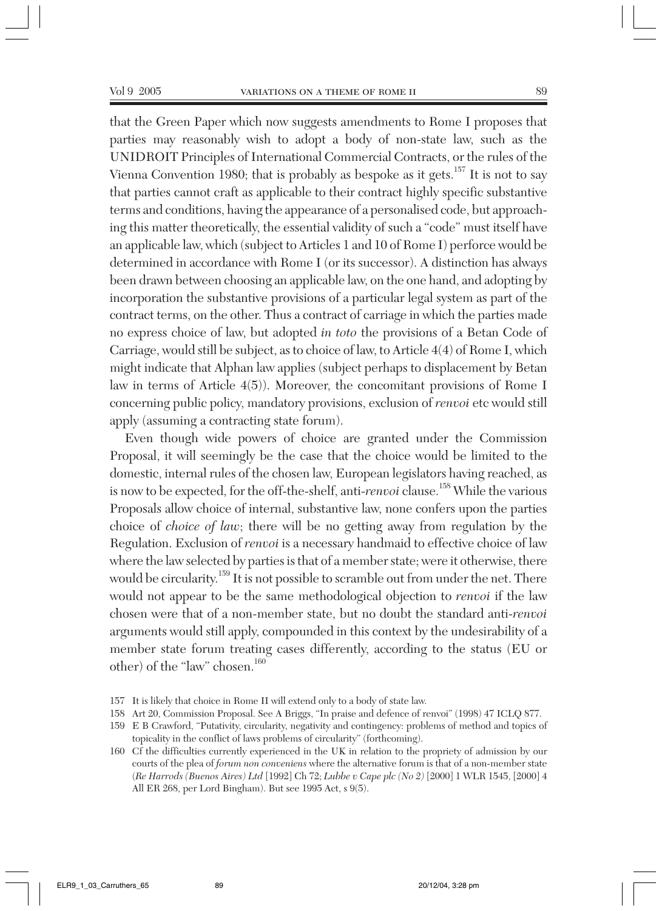that the Green Paper which now suggests amendments to Rome I proposes that parties may reasonably wish to adopt a body of non-state law, such as the UNIDROIT Principles of International Commercial Contracts, or the rules of the Vienna Convention 1980; that is probably as bespoke as it gets.[157] It is not to say that parties cannot craft as applicable to their contract highly specific substantive terms and conditions, having the appearance of a personalised code, but approaching this matter theoretically, the essential validity of such a "code" must itself have an applicable law, which (subject to Articles 1 and 10 of Rome I) perforce would be determined in accordance with Rome I (or its successor). A distinction has always been drawn between choosing an applicable law, on the one hand, and adopting by incorporation the substantive provisions of a particular legal system as part of the contract terms, on the other. Thus a contract of carriage in which the parties made no express choice of law, but adopted *in toto* the provisions of a Betan Code of Carriage, would still be subject, as to choice of law, to Article 4(4) of Rome I, which might indicate that Alphan law applies (subject perhaps to displacement by Betan law in terms of Article 4(5)). Moreover, the concomitant provisions of Rome I concerning public policy, mandatory provisions, exclusion of *renvoi* etc would still apply (assuming a contracting state forum).

Even though wide powers of choice are granted under the Commission Proposal, it will seemingly be the case that the choice would be limited to the domestic, internal rules of the chosen law, European legislators having reached, as is now to be expected, for the off-the-shelf, anti-*renvoi* clause.[158] While the various Proposals allow choice of internal, substantive law, none confers upon the parties choice of *choice of law*; there will be no getting away from regulation by the Regulation. Exclusion of *renvoi* is a necessary handmaid to effective choice of law where the law selected by parties is that of a member state; were it otherwise, there would be circularity.[159] It is not possible to scramble out from under the net. There would not appear to be the same methodological objection to *renvoi* if the law chosen were that of a non-member state, but no doubt the standard anti-*renvoi* arguments would still apply, compounded in this context by the undesirability of a member state forum treating cases differently, according to the status (EU or other) of the "law" chosen.[160]

157 It is likely that choice in Rome II will extend only to a body of state law.

158 Art 20, Commission Proposal. See A Briggs, "In praise and defence of renvoi" (1998) 47 ICLQ 877.

159 E B Crawford, "Putativity, circularity, negativity and contingency: problems of method and topics of topicality in the conflict of laws problems of circularity" (forthcoming).

160 Cf the difficulties currently experienced in the UK in relation to the propriety of admission by our courts of the plea of *forum non conveniens* where the alternative forum is that of a non-member state (*Re Harrods (Buenos Aires) Ltd* [1992] Ch 72; *Lubbe v Cape plc (No 2)* [2000] 1 WLR 1545, [2000] 4 All ER 268, per Lord Bingham). But see 1995 Act, s 9(5).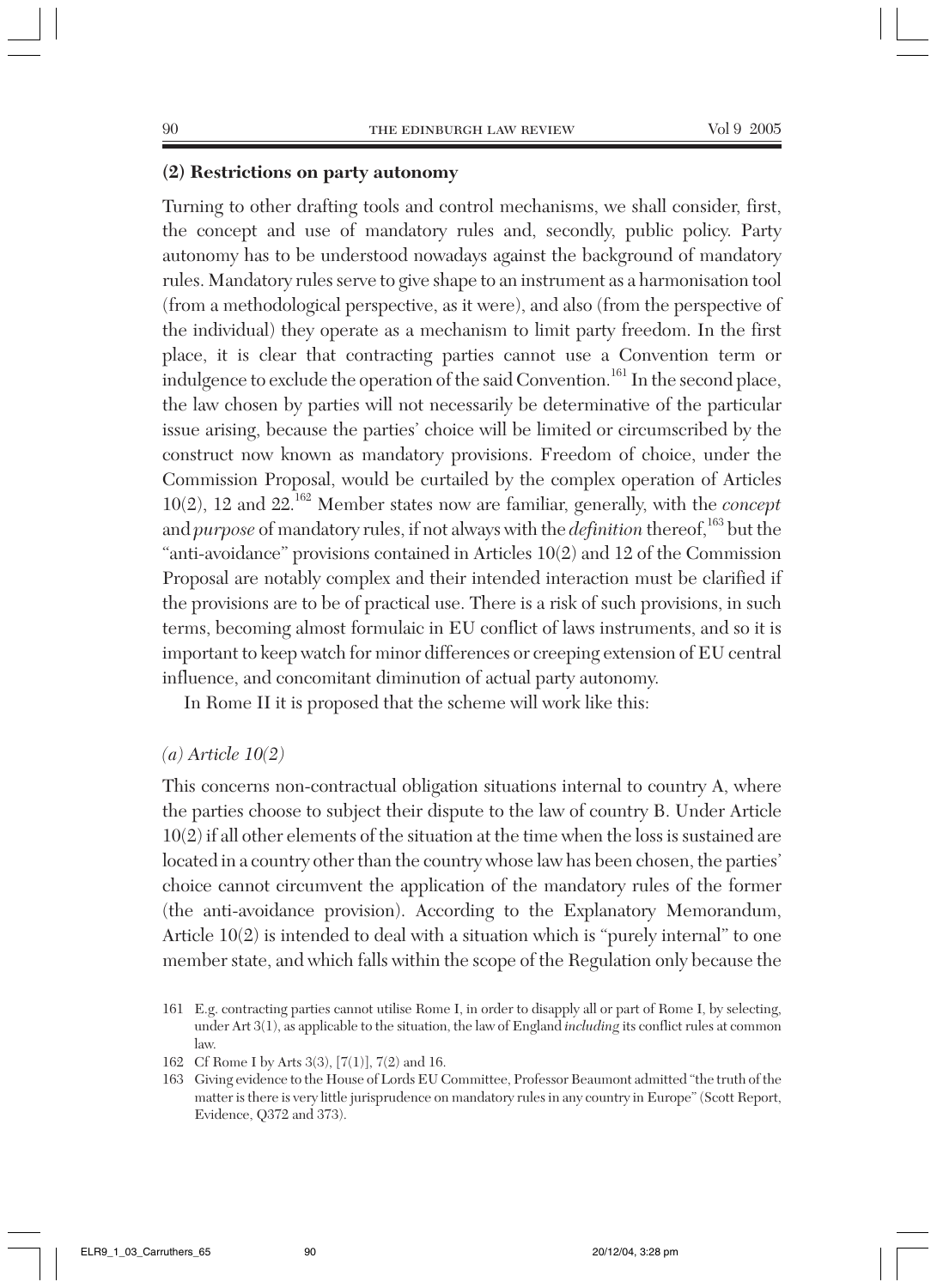## (2) Restrictions on party autonomy

Turning to other drafting tools and control mechanisms, we shall consider, first, the concept and use of mandatory rules and, secondly, public policy. Party autonomy has to be understood nowadays against the background of mandatory rules. Mandatory rules serve to give shape to an instrument as a harmonisation tool (from a methodological perspective, as it were), and also (from the perspective of the individual) they operate as a mechanism to limit party freedom. In the first place, it is clear that contracting parties cannot use a Convention term or indulgence to exclude the operation of the said Convention.[161] In the second place, the law chosen by parties will not necessarily be determinative of the particular issue arising, because the parties' choice will be limited or circumscribed by the construct now known as mandatory provisions. Freedom of choice, under the Commission Proposal, would be curtailed by the complex operation of Articles 10(2), 12 and 22.[162] Member states now are familiar, generally, with the *concept* and *purpose* of mandatory rules, if not always with the *definition* thereof,[163] but the "anti-avoidance" provisions contained in Articles 10(2) and 12 of the Commission Proposal are notably complex and their intended interaction must be clarified if the provisions are to be of practical use. There is a risk of such provisions, in such terms, becoming almost formulaic in EU conflict of laws instruments, and so it is important to keep watch for minor differences or creeping extension of EU central influence, and concomitant diminution of actual party autonomy.

In Rome II it is proposed that the scheme will work like this:

### (a) Article 10(2)

This concerns non-contractual obligation situations internal to country A, where the parties choose to subject their dispute to the law of country B. Under Article 10(2) if all other elements of the situation at the time when the loss is sustained are located in a country other than the country whose law has been chosen, the parties' choice cannot circumvent the application of the mandatory rules of the former (the anti-avoidance provision). According to the Explanatory Memorandum, Article 10(2) is intended to deal with a situation which is "purely internal" to one member state, and which falls within the scope of the Regulation only because the

---

161 E.g. contracting parties cannot utilise Rome I, in order to disapply all or part of Rome I, by selecting, under Art 3(1), as applicable to the situation, the law of England *including* its conflict rules at common law.

162 Cf Rome I by Arts 3(3), [7(1)], 7(2) and 16.

163 Giving evidence to the House of Lords EU Committee, Professor Beaumont admitted "the truth of the matter is there is very little jurisprudence on mandatory rules in any country in Europe" (Scott Report, Evidence, Q372 and 373).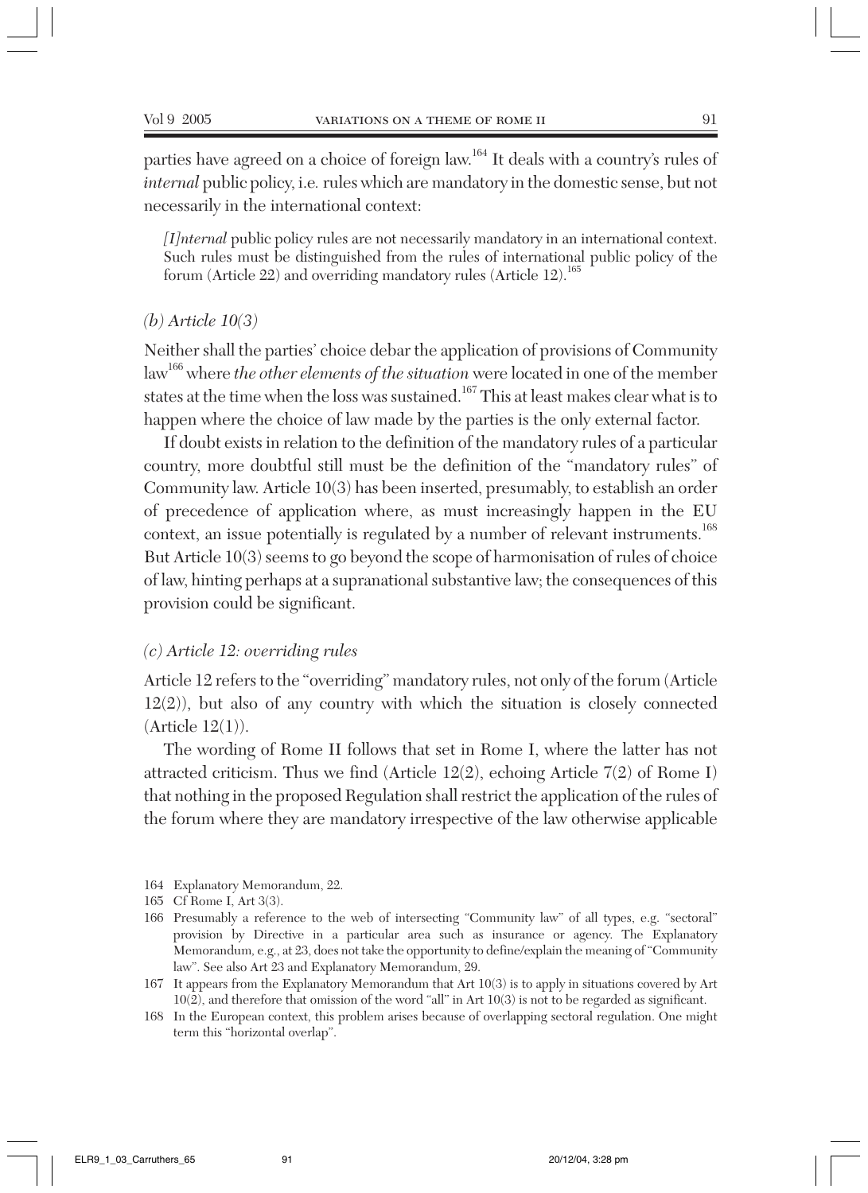parties have agreed on a choice of foreign law.[164] It deals with a country's rules of *internal* public policy, i.e. rules which are mandatory in the domestic sense, but not necessarily in the international context:

> *[I]nternal* public policy rules are not necessarily mandatory in an international context. Such rules must be distinguished from the rules of international public policy of the forum (Article 22) and overriding mandatory rules (Article 12).[165]

### *(b) Article 10(3)*

Neither shall the parties' choice debar the application of provisions of Community law[166] where *the other elements of the situation* were located in one of the member states at the time when the loss was sustained.[167] This at least makes clear what is to happen where the choice of law made by the parties is the only external factor.

If doubt exists in relation to the definition of the mandatory rules of a particular country, more doubtful still must be the definition of the "mandatory rules" of Community law. Article 10(3) has been inserted, presumably, to establish an order of precedence of application where, as must increasingly happen in the EU context, an issue potentially is regulated by a number of relevant instruments.[168] But Article 10(3) seems to go beyond the scope of harmonisation of rules of choice of law, hinting perhaps at a supranational substantive law; the consequences of this provision could be significant.

### *(c) Article 12: overriding rules*

Article 12 refers to the "overriding" mandatory rules, not only of the forum (Article 12(2)), but also of any country with which the situation is closely connected (Article 12(1)).

The wording of Rome II follows that set in Rome I, where the latter has not attracted criticism. Thus we find (Article 12(2), echoing Article 7(2) of Rome I) that nothing in the proposed Regulation shall restrict the application of the rules of the forum where they are mandatory irrespective of the law otherwise applicable

---

164 Explanatory Memorandum, 22.

165 Cf Rome I, Art 3(3).

166 Presumably a reference to the web of intersecting "Community law" of all types, e.g. "sectoral" provision by Directive in a particular area such as insurance or agency. The Explanatory Memorandum, e.g., at 23, does not take the opportunity to define/explain the meaning of "Community law". See also Art 23 and Explanatory Memorandum, 29.

167 It appears from the Explanatory Memorandum that Art 10(3) is to apply in situations covered by Art 10(2), and therefore that omission of the word "all" in Art 10(3) is not to be regarded as significant.

168 In the European context, this problem arises because of overlapping sectoral regulation. One might term this "horizontal overlap".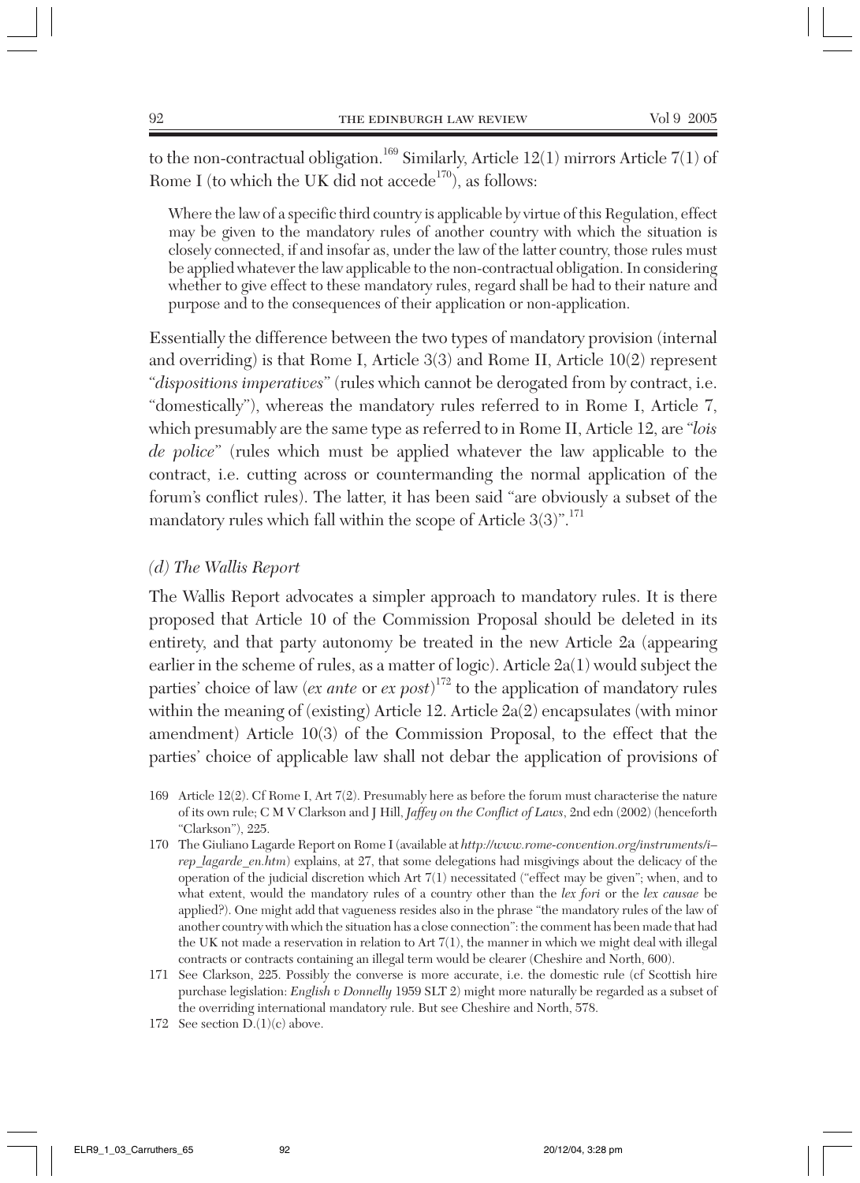to the non-contractual obligation.[169] Similarly, Article 12(1) mirrors Article 7(1) of Rome I (to which the UK did not accede[170]), as follows:

> Where the law of a specific third country is applicable by virtue of this Regulation, effect may be given to the mandatory rules of another country with which the situation is closely connected, if and insofar as, under the law of the latter country, those rules must be applied whatever the law applicable to the non-contractual obligation. In considering whether to give effect to these mandatory rules, regard shall be had to their nature and purpose and to the consequences of their application or non-application.

Essentially the difference between the two types of mandatory provision (internal and overriding) is that Rome I, Article 3(3) and Rome II, Article 10(2) represent "*dispositions imperatives*" (rules which cannot be derogated from by contract, i.e. "domestically"), whereas the mandatory rules referred to in Rome I, Article 7, which presumably are the same type as referred to in Rome II, Article 12, are "*lois de police*" (rules which must be applied whatever the law applicable to the contract, i.e. cutting across or countermanding the normal application of the forum's conflict rules). The latter, it has been said "are obviously a subset of the mandatory rules which fall within the scope of Article 3(3)".[171]

### *(d) The Wallis Report*

The Wallis Report advocates a simpler approach to mandatory rules. It is there proposed that Article 10 of the Commission Proposal should be deleted in its entirety, and that party autonomy be treated in the new Article 2a (appearing earlier in the scheme of rules, as a matter of logic). Article 2a(1) would subject the parties' choice of law (*ex ante* or *ex post*)[172] to the application of mandatory rules within the meaning of (existing) Article 12. Article 2a(2) encapsulates (with minor amendment) Article 10(3) of the Commission Proposal, to the effect that the parties' choice of applicable law shall not debar the application of provisions of

169 Article 12(2). Cf Rome I, Art 7(2). Presumably here as before the forum must characterise the nature of its own rule; C M V Clarkson and J Hill, *Jaffey on the Conflict of Laws*, 2nd edn (2002) (henceforth "Clarkson"), 225.

170 The Giuliano Lagarde Report on Rome I (available at *http://www.rome-convention.org/instruments/i–rep_lagarde_en.htm*) explains, at 27, that some delegations had misgivings about the delicacy of the operation of the judicial discretion which Art 7(1) necessitated ("effect may be given"; when, and to what extent, would the mandatory rules of a country other than the *lex fori* or the *lex causae* be applied?). One might add that vagueness resides also in the phrase "the mandatory rules of the law of another country with which the situation has a close connection": the comment has been made that had the UK not made a reservation in relation to Art 7(1), the manner in which we might deal with illegal contracts or contracts containing an illegal term would be clearer (Cheshire and North, 600).

171 See Clarkson, 225. Possibly the converse is more accurate, i.e. the domestic rule (cf Scottish hire purchase legislation: *English v Donnelly* 1959 SLT 2) might more naturally be regarded as a subset of the overriding international mandatory rule. But see Cheshire and North, 578.

172 See section D.(1)(c) above.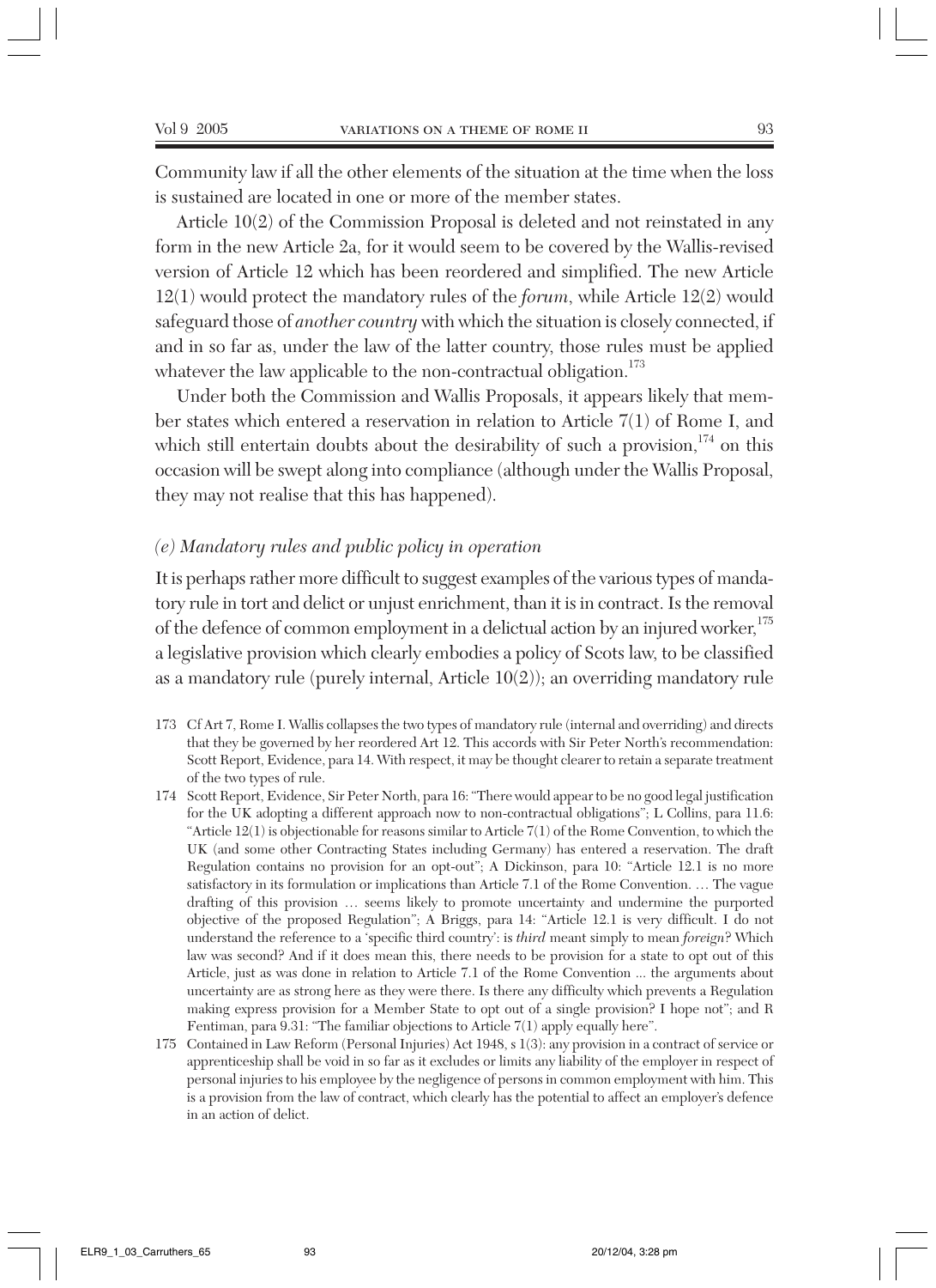Community law if all the other elements of the situation at the time when the loss is sustained are located in one or more of the member states.

Article 10(2) of the Commission Proposal is deleted and not reinstated in any form in the new Article 2a, for it would seem to be covered by the Wallis-revised version of Article 12 which has been reordered and simplified. The new Article 12(1) would protect the mandatory rules of the *forum*, while Article 12(2) would safeguard those of *another country* with which the situation is closely connected, if and in so far as, under the law of the latter country, those rules must be applied whatever the law applicable to the non-contractual obligation.[173]

Under both the Commission and Wallis Proposals, it appears likely that member states which entered a reservation in relation to Article 7(1) of Rome I, and which still entertain doubts about the desirability of such a provision,[174] on this occasion will be swept along into compliance (although under the Wallis Proposal, they may not realise that this has happened).

### (e) Mandatory rules and public policy in operation

It is perhaps rather more difficult to suggest examples of the various types of mandatory rule in tort and delict or unjust enrichment, than it is in contract. Is the removal of the defence of common employment in a delictual action by an injured worker,[175] a legislative provision which clearly embodies a policy of Scots law, to be classified as a mandatory rule (purely internal, Article 10(2)); an overriding mandatory rule

173 Cf Art 7, Rome I. Wallis collapses the two types of mandatory rule (internal and overriding) and directs that they be governed by her reordered Art 12. This accords with Sir Peter North's recommendation: Scott Report, Evidence, para 14. With respect, it may be thought clearer to retain a separate treatment of the two types of rule.

174 Scott Report, Evidence, Sir Peter North, para 16: "There would appear to be no good legal justification for the UK adopting a different approach now to non-contractual obligations"; L Collins, para 11.6: "Article 12(1) is objectionable for reasons similar to Article 7(1) of the Rome Convention, to which the UK (and some other Contracting States including Germany) has entered a reservation. The draft Regulation contains no provision for an opt-out"; A Dickinson, para 10: "Article 12.1 is no more satisfactory in its formulation or implications than Article 7.1 of the Rome Convention. … The vague drafting of this provision … seems likely to promote uncertainty and undermine the purported objective of the proposed Regulation"; A Briggs, para 14: "Article 12.1 is very difficult. I do not understand the reference to a 'specific third country': is *third* meant simply to mean *foreign*? Which law was second? And if it does mean this, there needs to be provision for a state to opt out of this Article, just as was done in relation to Article 7.1 of the Rome Convention ... the arguments about uncertainty are as strong here as they were there. Is there any difficulty which prevents a Regulation making express provision for a Member State to opt out of a single provision? I hope not"; and R Fentiman, para 9.31: "The familiar objections to Article 7(1) apply equally here".

175 Contained in Law Reform (Personal Injuries) Act 1948, s 1(3): any provision in a contract of service or apprenticeship shall be void in so far as it excludes or limits any liability of the employer in respect of personal injuries to his employee by the negligence of persons in common employment with him. This is a provision from the law of contract, which clearly has the potential to affect an employer's defence in an action of delict.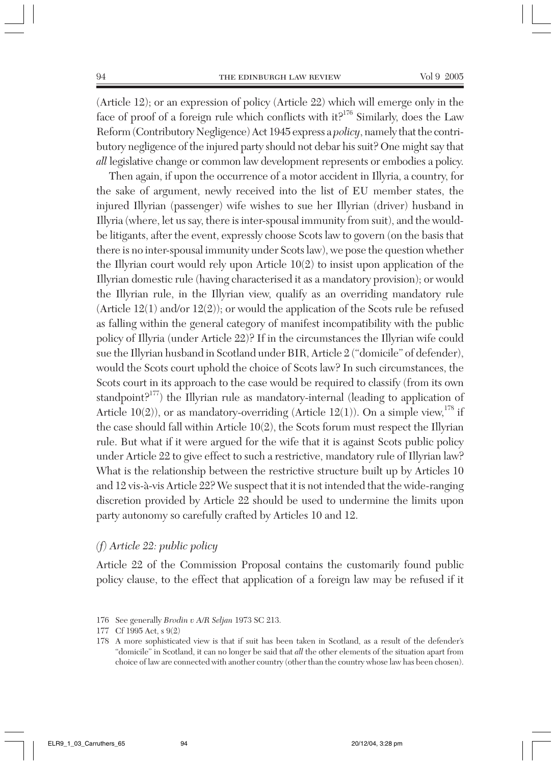(Article 12); or an expression of policy (Article 22) which will emerge only in the face of proof of a foreign rule which conflicts with it?[176] Similarly, does the Law Reform (Contributory Negligence) Act 1945 express a *policy*, namely that the contributory negligence of the injured party should not debar his suit? One might say that *all* legislative change or common law development represents or embodies a policy.

Then again, if upon the occurrence of a motor accident in Illyria, a country, for the sake of argument, newly received into the list of EU member states, the injured Illyrian (passenger) wife wishes to sue her Illyrian (driver) husband in Illyria (where, let us say, there is inter-spousal immunity from suit), and the would-be litigants, after the event, expressly choose Scots law to govern (on the basis that there is no inter-spousal immunity under Scots law), we pose the question whether the Illyrian court would rely upon Article 10(2) to insist upon application of the Illyrian domestic rule (having characterised it as a mandatory provision); or would the Illyrian rule, in the Illyrian view, qualify as an overriding mandatory rule (Article 12(1) and/or 12(2)); or would the application of the Scots rule be refused as falling within the general category of manifest incompatibility with the public policy of Illyria (under Article 22)? If in the circumstances the Illyrian wife could sue the Illyrian husband in Scotland under BIR, Article 2 ("domicile" of defender), would the Scots court uphold the choice of Scots law? In such circumstances, the Scots court in its approach to the case would be required to classify (from its own standpoint?[177]) the Illyrian rule as mandatory-internal (leading to application of Article 10(2)), or as mandatory-overriding (Article 12(1)). On a simple view,[178] if the case should fall within Article 10(2), the Scots forum must respect the Illyrian rule. But what if it were argued for the wife that it is against Scots public policy under Article 22 to give effect to such a restrictive, mandatory rule of Illyrian law? What is the relationship between the restrictive structure built up by Articles 10 and 12 vis-à-vis Article 22? We suspect that it is not intended that the wide-ranging discretion provided by Article 22 should be used to undermine the limits upon party autonomy so carefully crafted by Articles 10 and 12.

### *(f) Article 22: public policy*

Article 22 of the Commission Proposal contains the customarily found public policy clause, to the effect that application of a foreign law may be refused if it

---

176 See generally *Brodin v A/R Seljan* 1973 SC 213.

177 Cf 1995 Act, s 9(2)

178 A more sophisticated view is that if suit has been taken in Scotland, as a result of the defender's "domicile" in Scotland, it can no longer be said that *all* the other elements of the situation apart from choice of law are connected with another country (other than the country whose law has been chosen).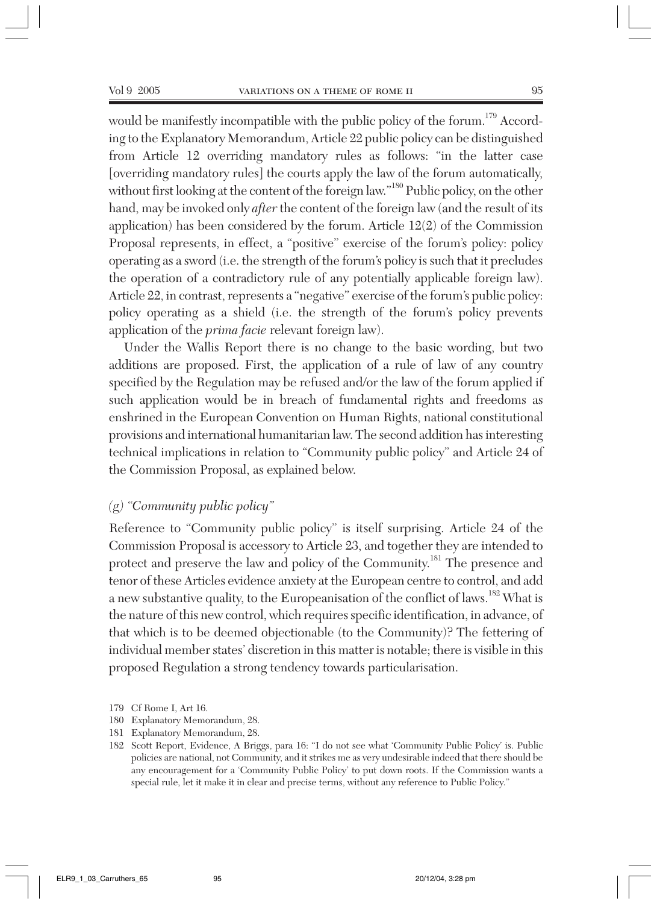would be manifestly incompatible with the public policy of the forum.[179] According to the Explanatory Memorandum, Article 22 public policy can be distinguished from Article 12 overriding mandatory rules as follows: "in the latter case [overriding mandatory rules] the courts apply the law of the forum automatically, without first looking at the content of the foreign law."[180] Public policy, on the other hand, may be invoked only *after* the content of the foreign law (and the result of its application) has been considered by the forum. Article 12(2) of the Commission Proposal represents, in effect, a "positive" exercise of the forum's policy: policy operating as a sword (i.e. the strength of the forum's policy is such that it precludes the operation of a contradictory rule of any potentially applicable foreign law). Article 22, in contrast, represents a "negative" exercise of the forum's public policy: policy operating as a shield (i.e. the strength of the forum's policy prevents application of the *prima facie* relevant foreign law).

Under the Wallis Report there is no change to the basic wording, but two additions are proposed. First, the application of a rule of law of any country specified by the Regulation may be refused and/or the law of the forum applied if such application would be in breach of fundamental rights and freedoms as enshrined in the European Convention on Human Rights, national constitutional provisions and international humanitarian law. The second addition has interesting technical implications in relation to "Community public policy" and Article 24 of the Commission Proposal, as explained below.

### *(g) "Community public policy"*

Reference to "Community public policy" is itself surprising. Article 24 of the Commission Proposal is accessory to Article 23, and together they are intended to protect and preserve the law and policy of the Community.[181] The presence and tenor of these Articles evidence anxiety at the European centre to control, and add a new substantive quality, to the Europeanisation of the conflict of laws.[182] What is the nature of this new control, which requires specific identification, in advance, of that which is to be deemed objectionable (to the Community)? The fettering of individual member states' discretion in this matter is notable; there is visible in this proposed Regulation a strong tendency towards particularisation.

179 Cf Rome I, Art 16.

180 Explanatory Memorandum, 28.

181 Explanatory Memorandum, 28.

182 Scott Report, Evidence, A Briggs, para 16: "I do not see what 'Community Public Policy' is. Public policies are national, not Community, and it strikes me as very undesirable indeed that there should be any encouragement for a 'Community Public Policy' to put down roots. If the Commission wants a special rule, let it make it in clear and precise terms, without any reference to Public Policy."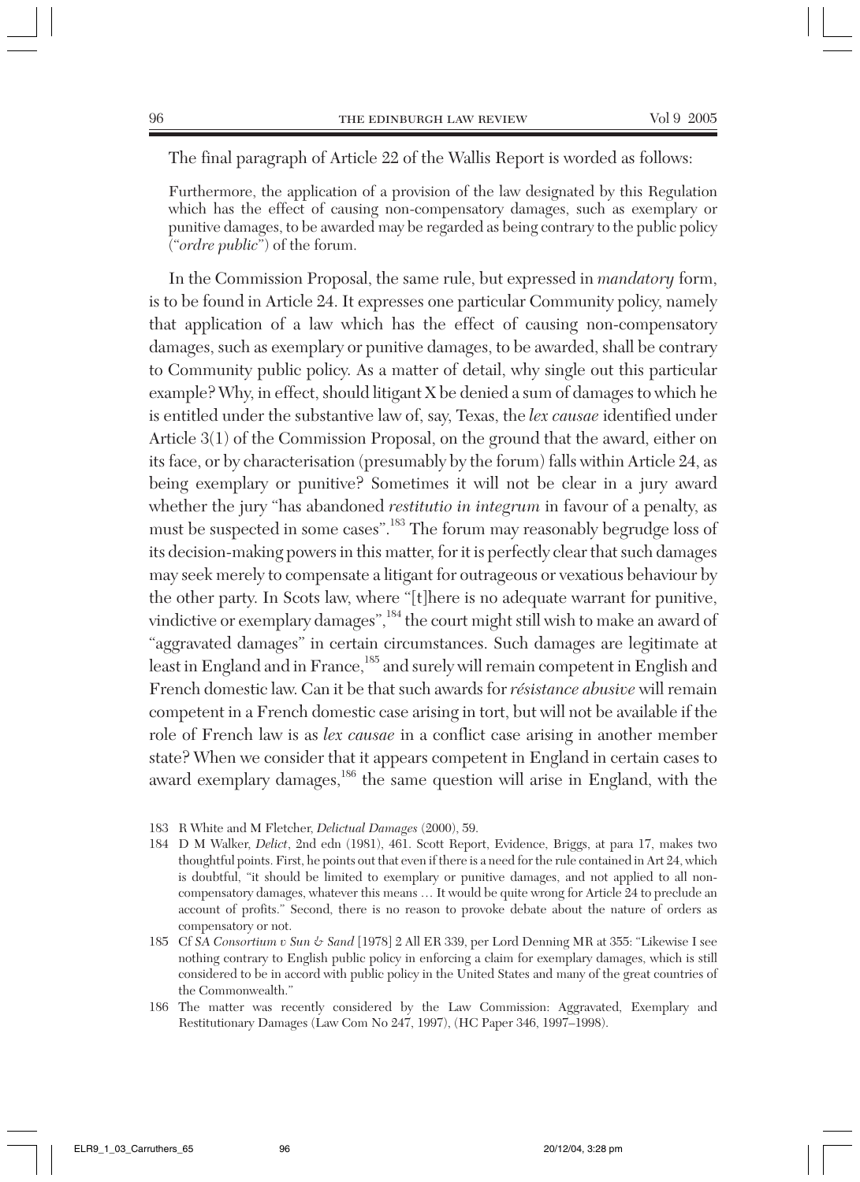The final paragraph of Article 22 of the Wallis Report is worded as follows:

> Furthermore, the application of a provision of the law designated by this Regulation which has the effect of causing non-compensatory damages, such as exemplary or punitive damages, to be awarded may be regarded as being contrary to the public policy ("*ordre public*") of the forum.

In the Commission Proposal, the same rule, but expressed in *mandatory* form, is to be found in Article 24. It expresses one particular Community policy, namely that application of a law which has the effect of causing non-compensatory damages, such as exemplary or punitive damages, to be awarded, shall be contrary to Community public policy. As a matter of detail, why single out this particular example? Why, in effect, should litigant X be denied a sum of damages to which he is entitled under the substantive law of, say, Texas, the *lex causae* identified under Article 3(1) of the Commission Proposal, on the ground that the award, either on its face, or by characterisation (presumably by the forum) falls within Article 24, as being exemplary or punitive? Sometimes it will not be clear in a jury award whether the jury "has abandoned *restitutio in integrum* in favour of a penalty, as must be suspected in some cases".[183] The forum may reasonably begrudge loss of its decision-making powers in this matter, for it is perfectly clear that such damages may seek merely to compensate a litigant for outrageous or vexatious behaviour by the other party. In Scots law, where "[t]here is no adequate warrant for punitive, vindictive or exemplary damages",[184] the court might still wish to make an award of "aggravated damages" in certain circumstances. Such damages are legitimate at least in England and in France,[185] and surely will remain competent in English and French domestic law. Can it be that such awards for *résistance abusive* will remain competent in a French domestic case arising in tort, but will not be available if the role of French law is as *lex causae* in a conflict case arising in another member state? When we consider that it appears competent in England in certain cases to award exemplary damages,[186] the same question will arise in England, with the

183 R White and M Fletcher, *Delictual Damages* (2000), 59.

184 D M Walker, *Delict*, 2nd edn (1981), 461. Scott Report, Evidence, Briggs, at para 17, makes two thoughtful points. First, he points out that even if there is a need for the rule contained in Art 24, which is doubtful, "it should be limited to exemplary or punitive damages, and not applied to all non-compensatory damages, whatever this means … It would be quite wrong for Article 24 to preclude an account of profits." Second, there is no reason to provoke debate about the nature of orders as compensatory or not.

185 Cf *SA Consortium v Sun & Sand* [1978] 2 All ER 339, per Lord Denning MR at 355: "Likewise I see nothing contrary to English public policy in enforcing a claim for exemplary damages, which is still considered to be in accord with public policy in the United States and many of the great countries of the Commonwealth."

186 The matter was recently considered by the Law Commission: Aggravated, Exemplary and Restitutionary Damages (Law Com No 247, 1997), (HC Paper 346, 1997–1998).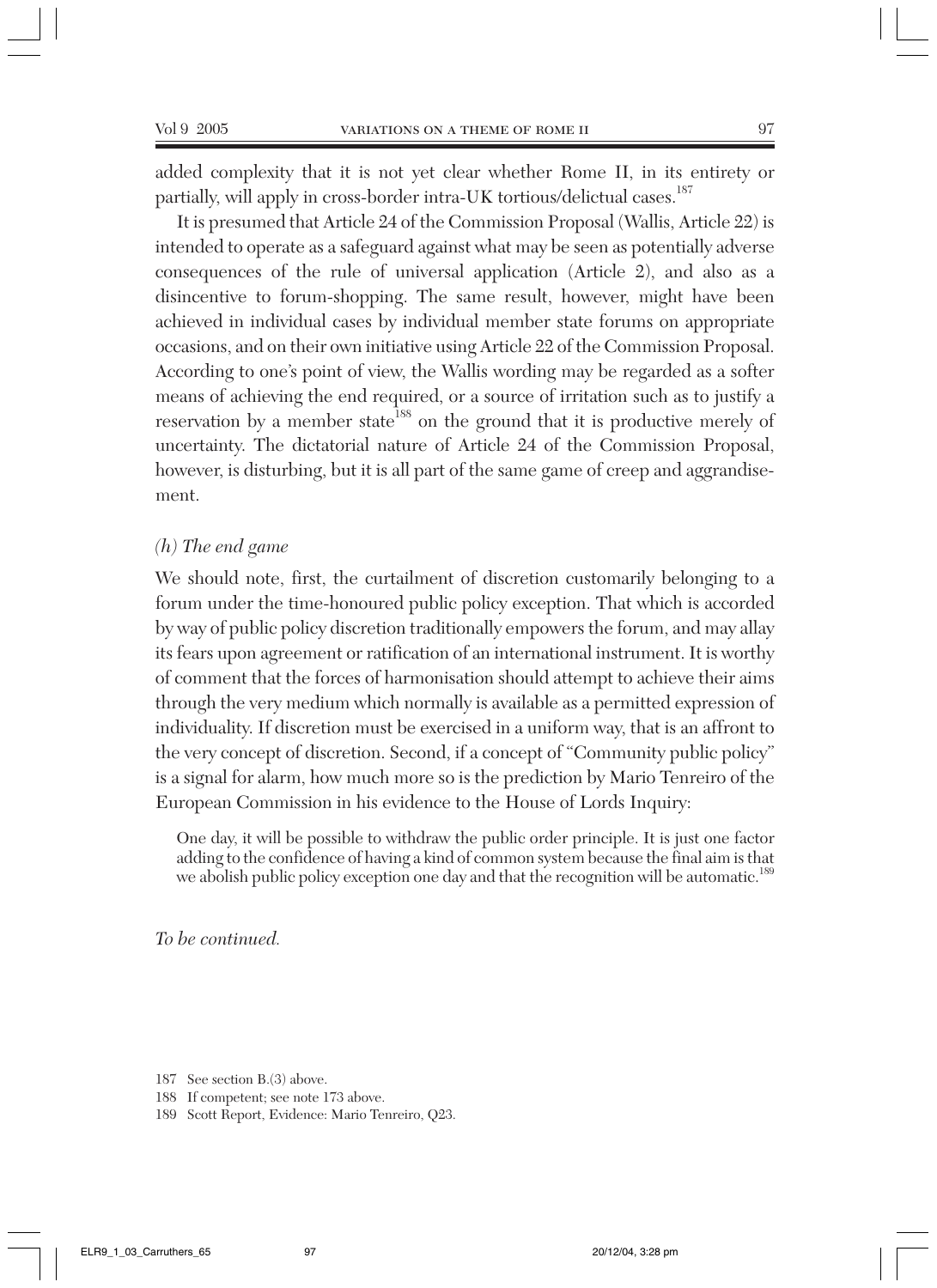added complexity that it is not yet clear whether Rome II, in its entirety or partially, will apply in cross-border intra-UK tortious/delictual cases.[187]

It is presumed that Article 24 of the Commission Proposal (Wallis, Article 22) is intended to operate as a safeguard against what may be seen as potentially adverse consequences of the rule of universal application (Article 2), and also as a disincentive to forum-shopping. The same result, however, might have been achieved in individual cases by individual member state forums on appropriate occasions, and on their own initiative using Article 22 of the Commission Proposal. According to one's point of view, the Wallis wording may be regarded as a softer means of achieving the end required, or a source of irritation such as to justify a reservation by a member state[188] on the ground that it is productive merely of uncertainty. The dictatorial nature of Article 24 of the Commission Proposal, however, is disturbing, but it is all part of the same game of creep and aggrandisement.

### *(h) The end game*

We should note, first, the curtailment of discretion customarily belonging to a forum under the time-honoured public policy exception. That which is accorded by way of public policy discretion traditionally empowers the forum, and may allay its fears upon agreement or ratification of an international instrument. It is worthy of comment that the forces of harmonisation should attempt to achieve their aims through the very medium which normally is available as a permitted expression of individuality. If discretion must be exercised in a uniform way, that is an affront to the very concept of discretion. Second, if a concept of "Community public policy" is a signal for alarm, how much more so is the prediction by Mario Tenreiro of the European Commission in his evidence to the House of Lords Inquiry:

> One day, it will be possible to withdraw the public order principle. It is just one factor adding to the confidence of having a kind of common system because the final aim is that we abolish public policy exception one day and that the recognition will be automatic.[189]

*To be continued.*

---

187 See section B.(3) above.

188 If competent; see note 173 above.

189 Scott Report, Evidence: Mario Tenreiro, Q23.